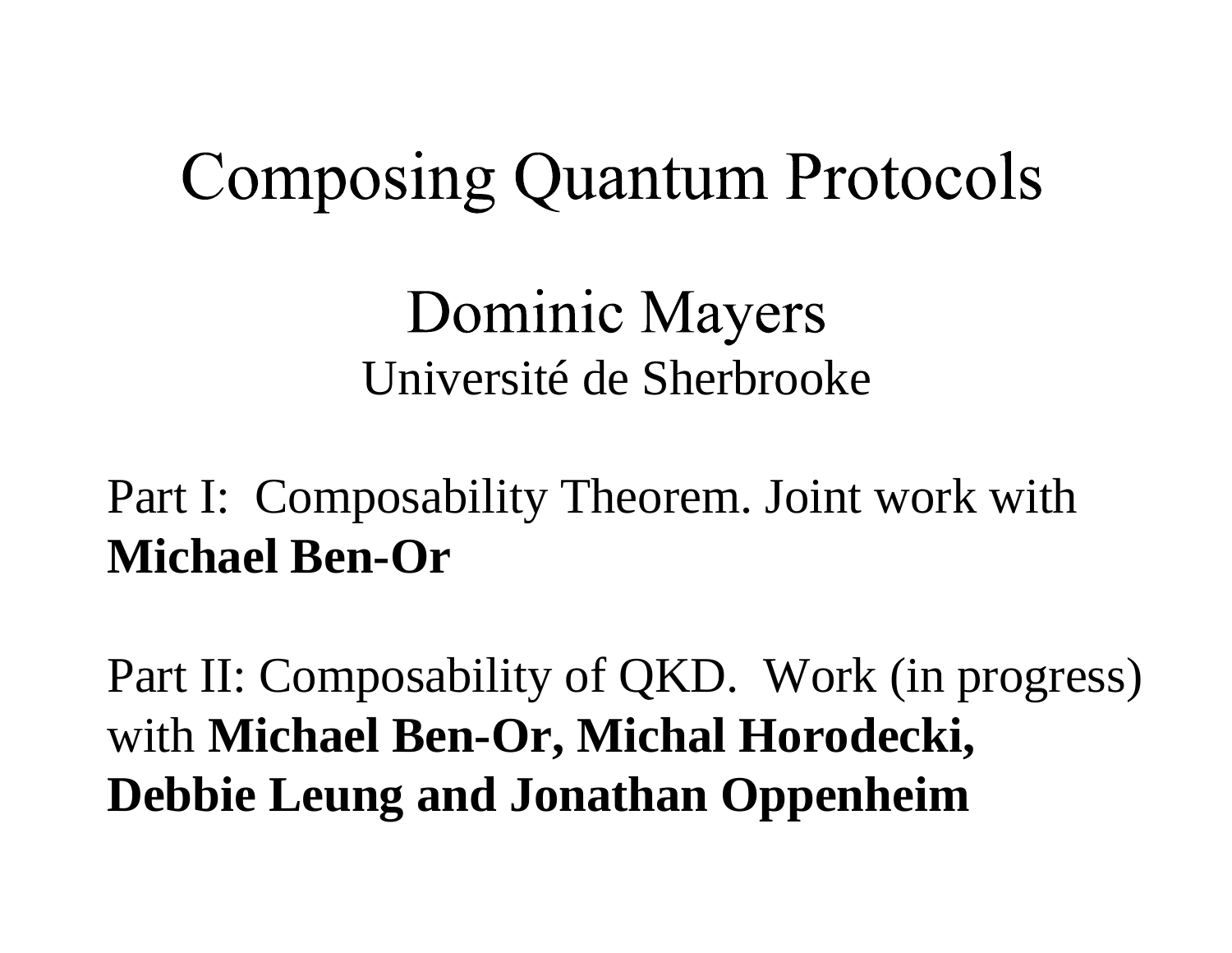# Composing Quantum Protocols

## Dominic Mayers

Université de Sherbrooke

Part I: Composability Theorem. Joint work with **Michael Ben-Or**

Part II: Composability of QKD. Work (in progress) with **Michael Ben-Or, Michal Horodecki, Debbie Leung and Jonathan Oppenheim**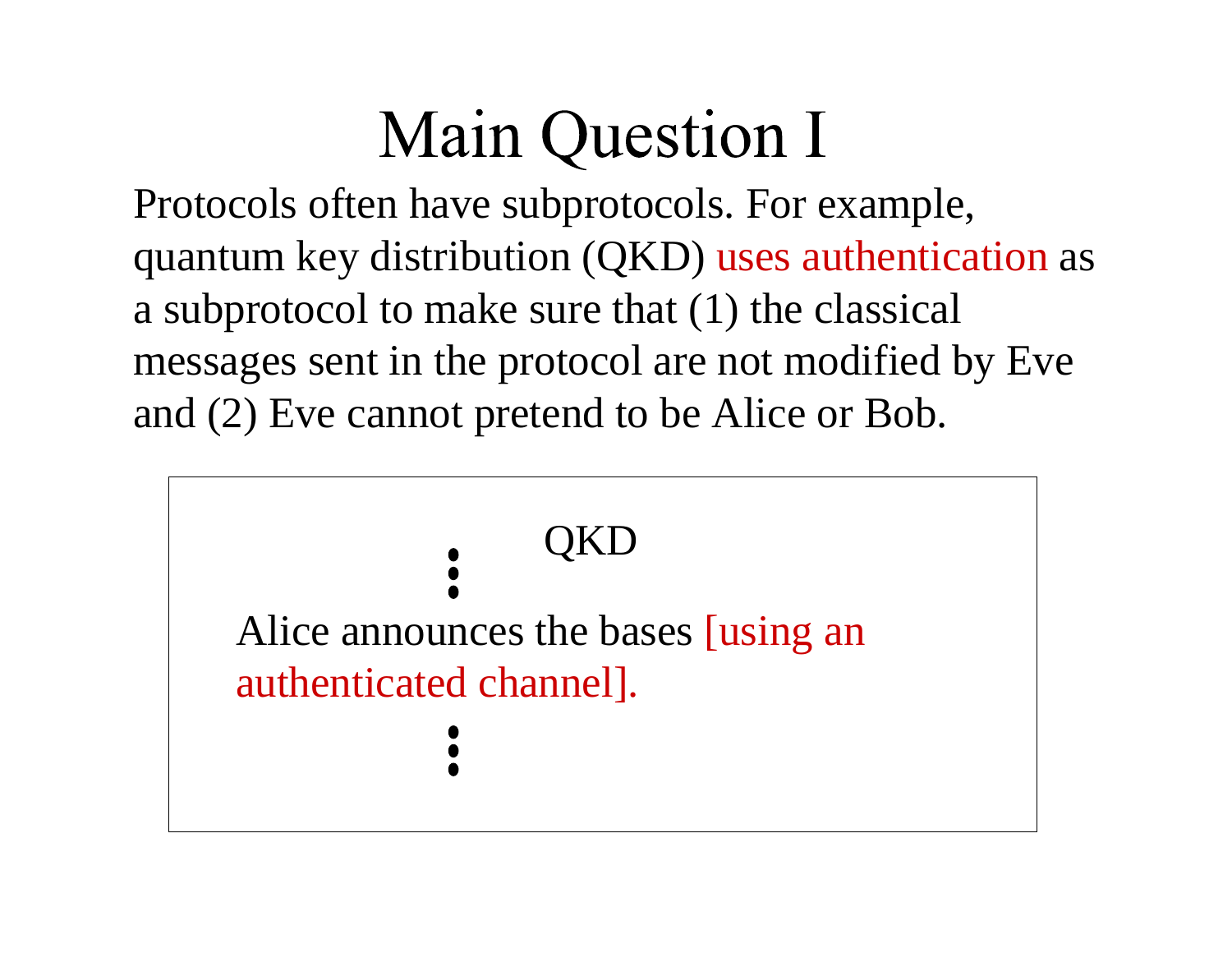# Main Question I

Protocols often have subprotocols. For example, quantum key distribution (QKD) uses authentication as a subprotocol to make sure that (1) the classical messages sent in the protocol are not modified by Eve and (2) Eve cannot pretend to be Alice or Bob.

> QKD
>
> ⋮
>
> Alice announces the bases [using an authenticated channel].
>
> ⋮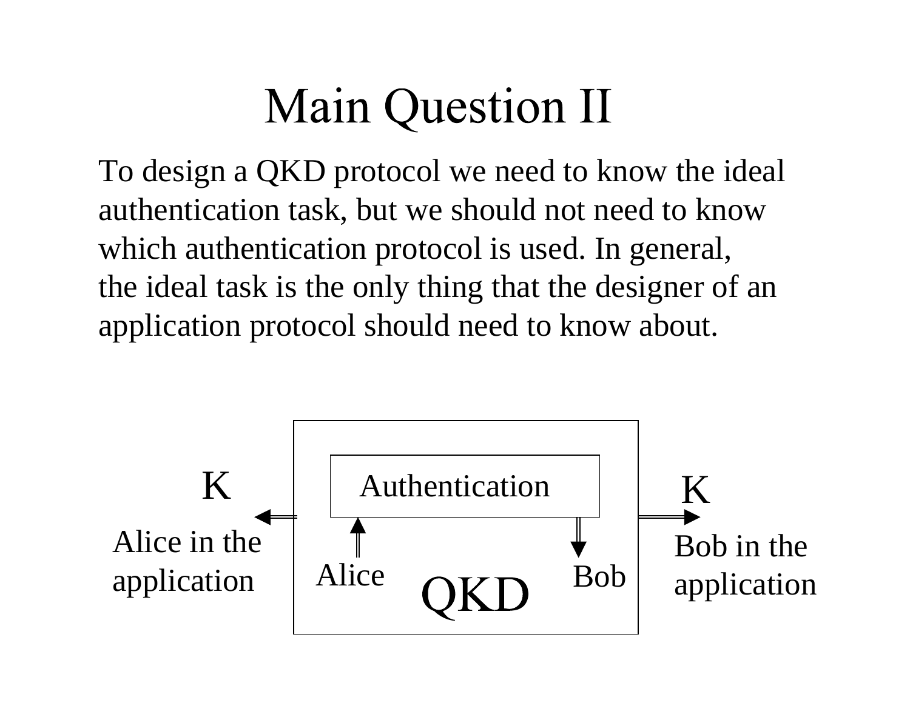# Main Question II

To design a QKD protocol we need to know the ideal authentication task, but we should not need to know which authentication protocol is used. In general, the ideal task is the only thing that the designer of an application protocol should need to know about.

K

Alice in the application

Authentication

Alice

QKD

Bob

K

Bob in the application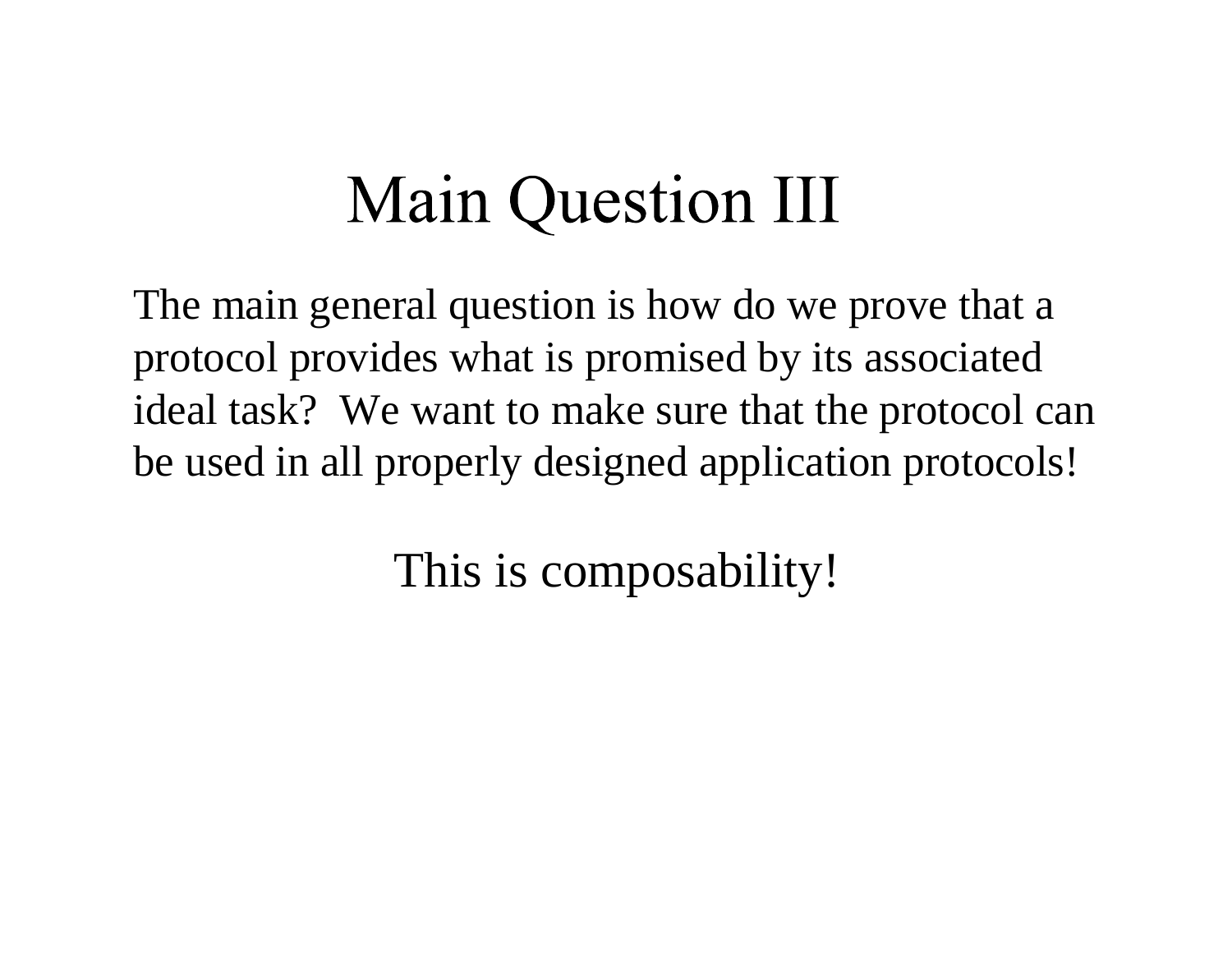# Main Question III

The main general question is how do we prove that a protocol provides what is promised by its associated ideal task? We want to make sure that the protocol can be used in all properly designed application protocols!

This is composability!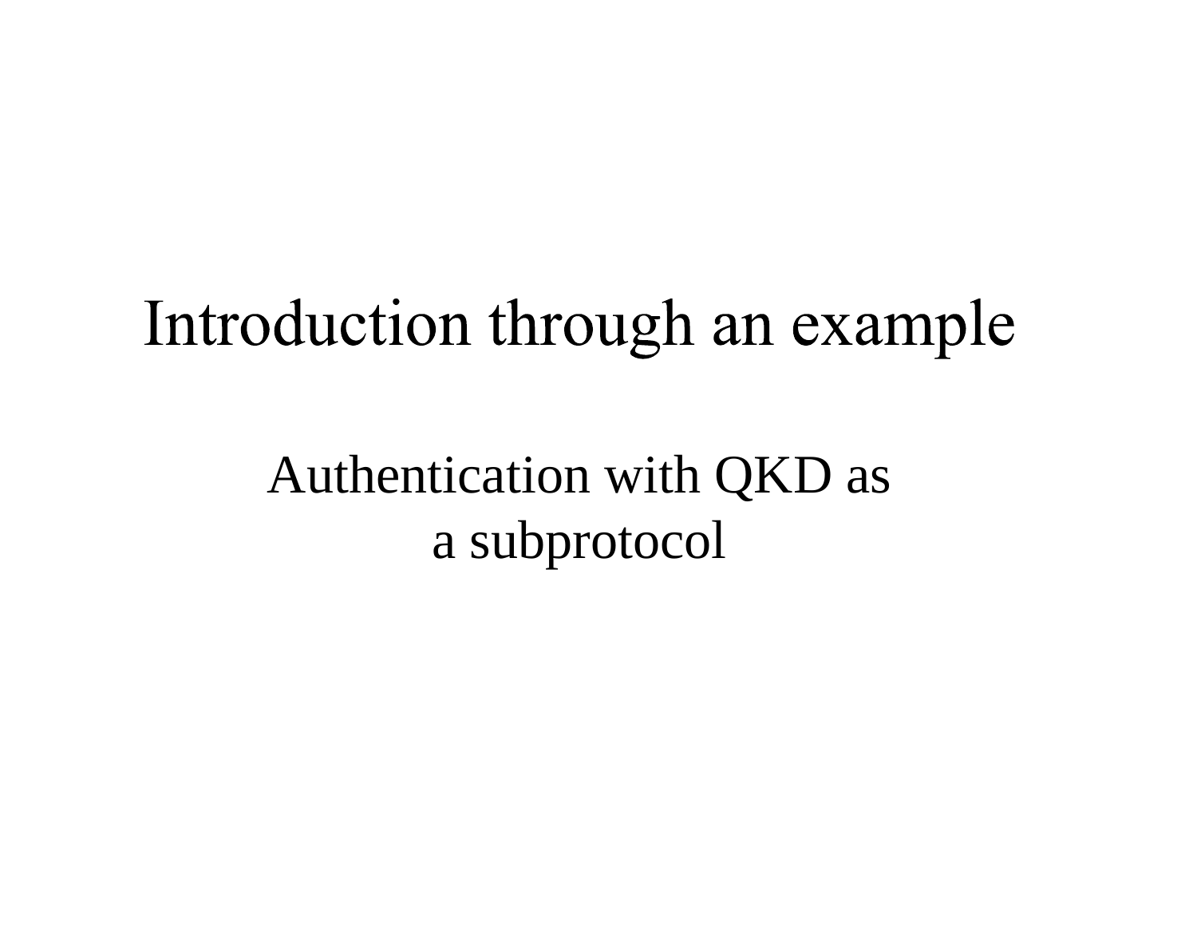# Introduction through an example

Authentication with QKD as a subprotocol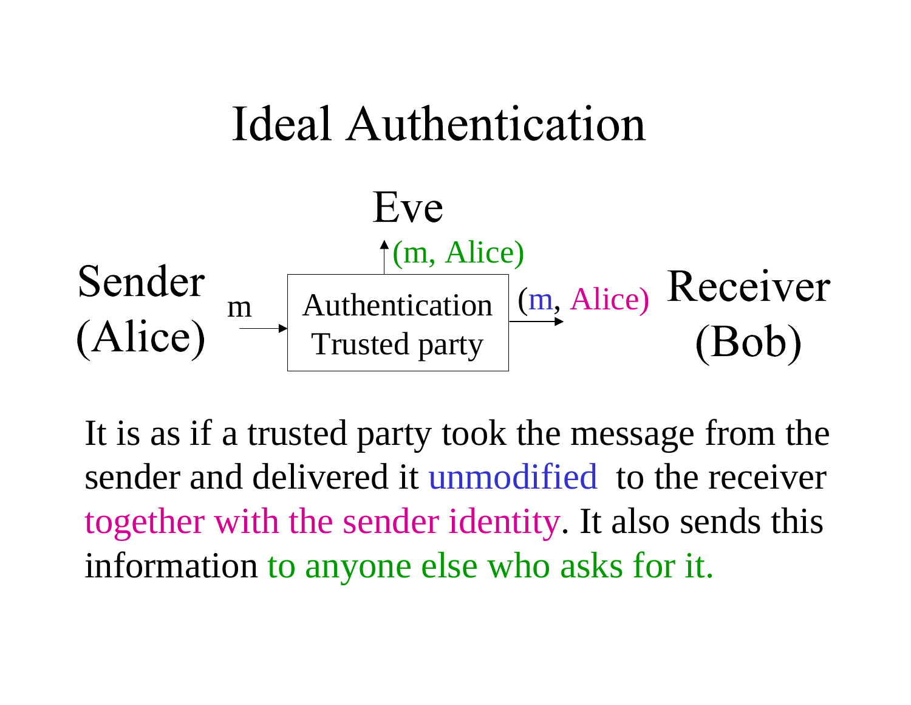# Ideal Authentication

Eve

(m, Alice)

Sender (Alice) → m → Authentication Trusted party → (m, Alice) → Receiver (Bob)

It is as if a trusted party took the message from the sender and delivered it unmodified to the receiver together with the sender identity. It also sends this information to anyone else who asks for it.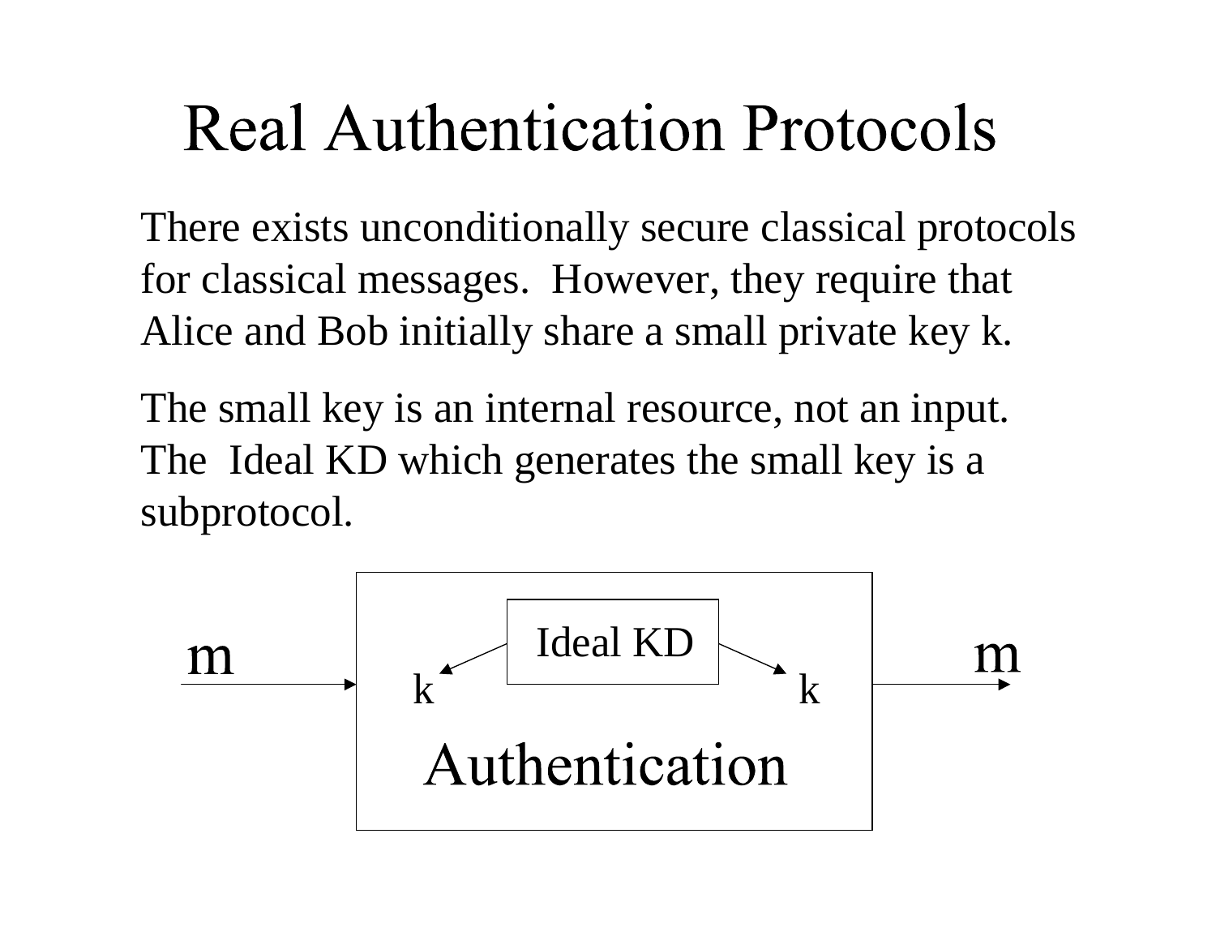# Real Authentication Protocols

There exists unconditionally secure classical protocols for classical messages. However, they require that Alice and Bob initially share a small private key k.

The small key is an internal resource, not an input. The Ideal KD which generates the small key is a subprotocol.

m → [ Authentication: Ideal KD → k, k ] → m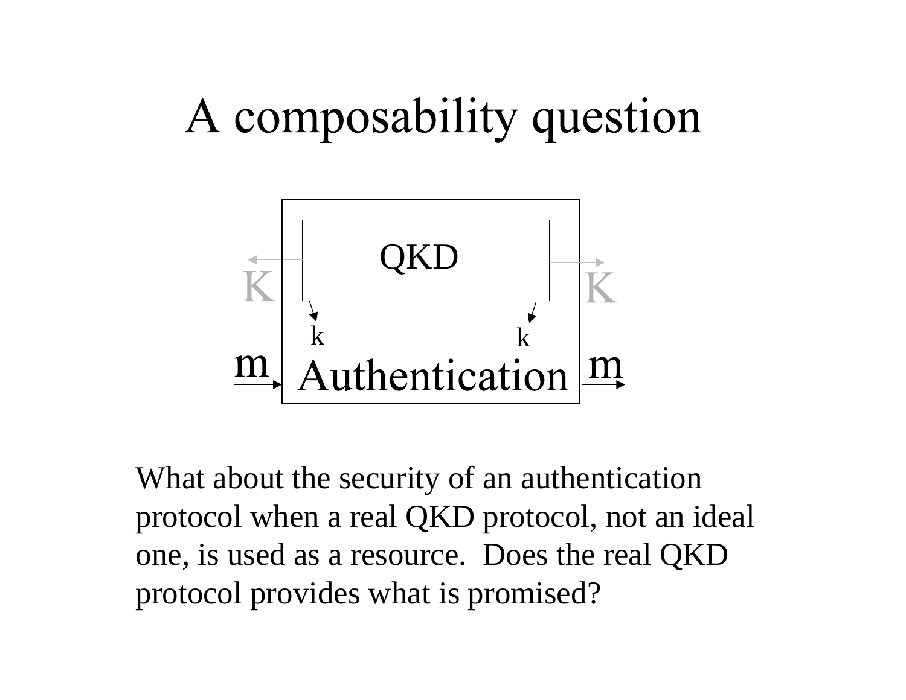# A composability question

QKD

K K

k k

m m

Authentication

What about the security of an authentication protocol when a real QKD protocol, not an ideal one, is used as a resource. Does the real QKD protocol provides what is promised?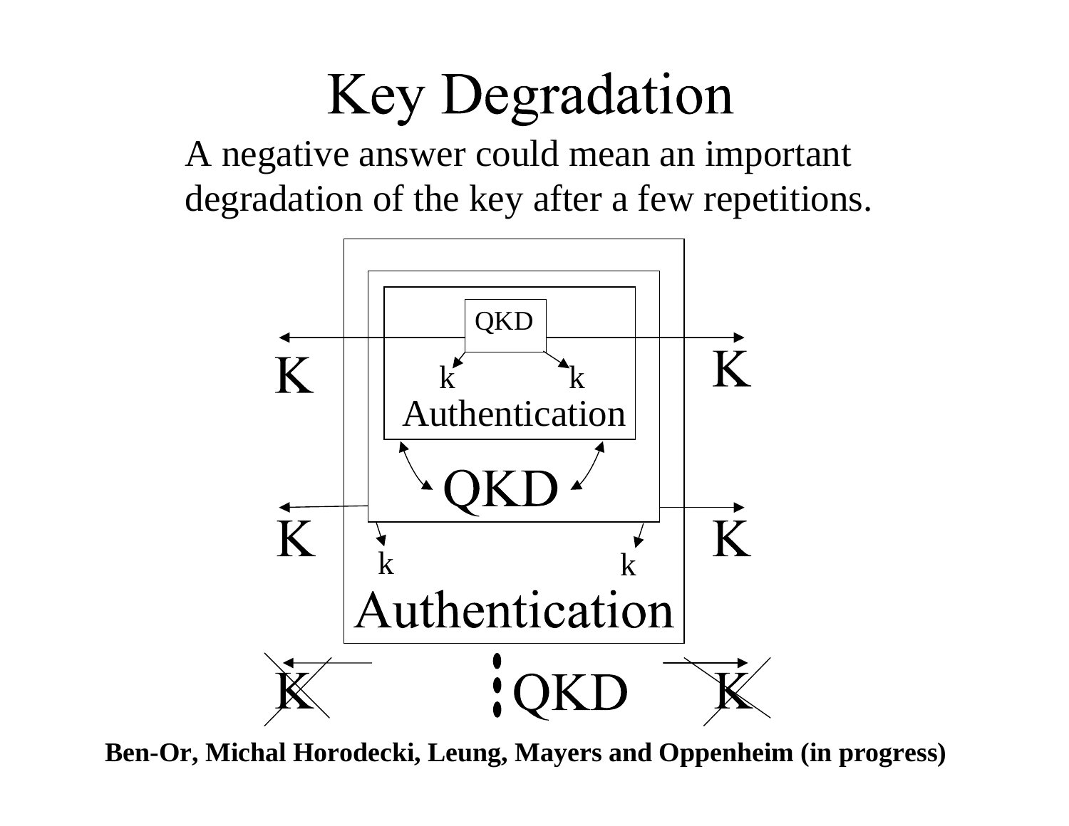# Key Degradation

A negative answer could mean an important degradation of the key after a few repetitions.

QKD

K K

k k

Authentication

QKD

K K

k k

Authentication

K QKD K

**Ben-Or, Michal Horodecki, Leung, Mayers and Oppenheim (in progress)**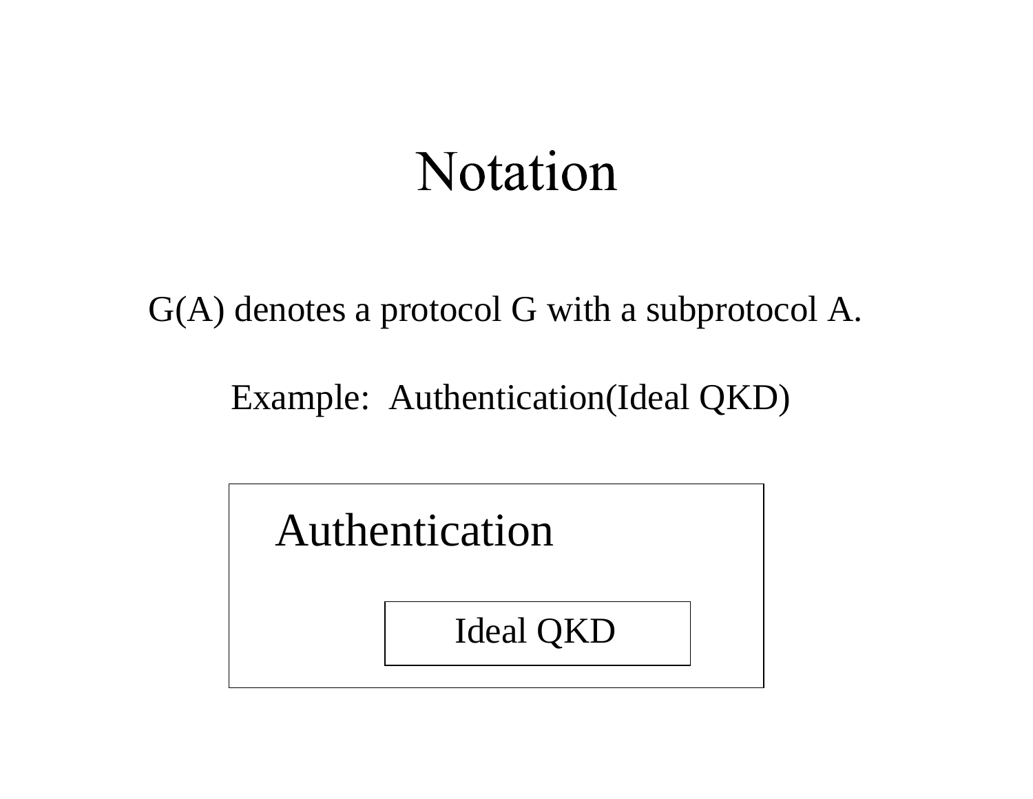# Notation

G(A) denotes a protocol G with a subprotocol A.

Example: Authentication(Ideal QKD)

Authentication

Ideal QKD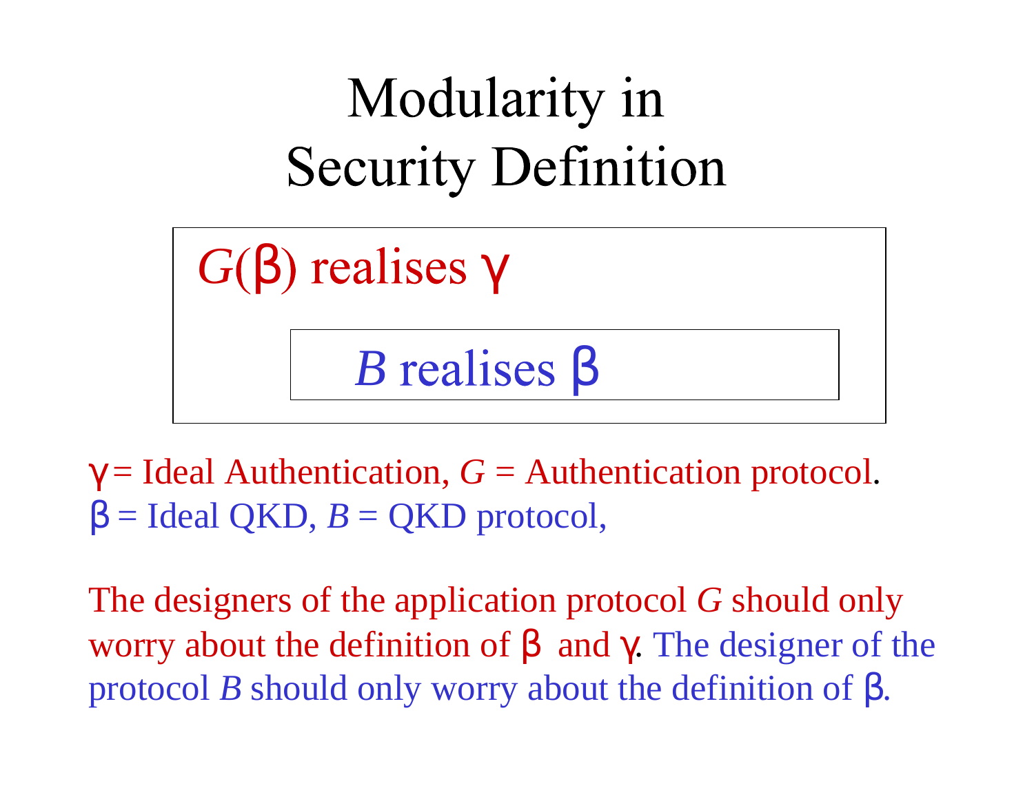# Modularity in Security Definition

> $G(\beta)$ realises $\gamma$
>
> > $B$ realises $\beta$

$\gamma$ = Ideal Authentication, $G$ = Authentication protocol.
$\beta$ = Ideal QKD, $B$ = QKD protocol,

The designers of the application protocol $G$ should only worry about the definition of $\beta$ and $\gamma$. The designer of the protocol $B$ should only worry about the definition of $\beta$.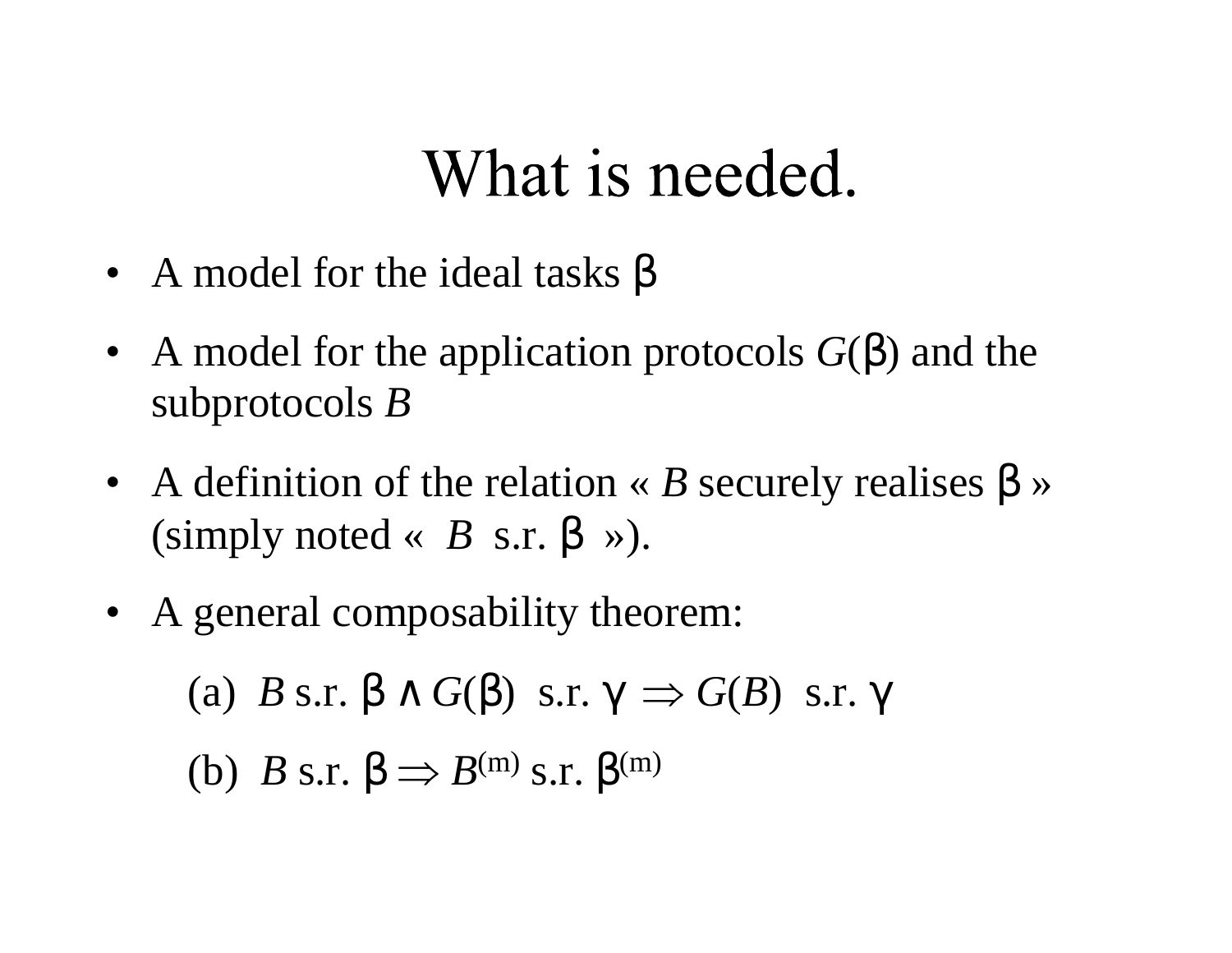# What is needed.

- A model for the ideal tasks $\beta$
- A model for the application protocols $G(\beta)$ and the subprotocols $B$
- A definition of the relation « $B$ securely realises $\beta$ » (simply noted « $B$ s.r. $\beta$ »).
- A general composability theorem:

  (a) $B$ s.r. $\beta \wedge G(\beta)$ s.r. $\gamma \Rightarrow G(B)$ s.r. $\gamma$

  (b) $B$ s.r. $\beta \Rightarrow B^{(m)}$ s.r. $\beta^{(m)}$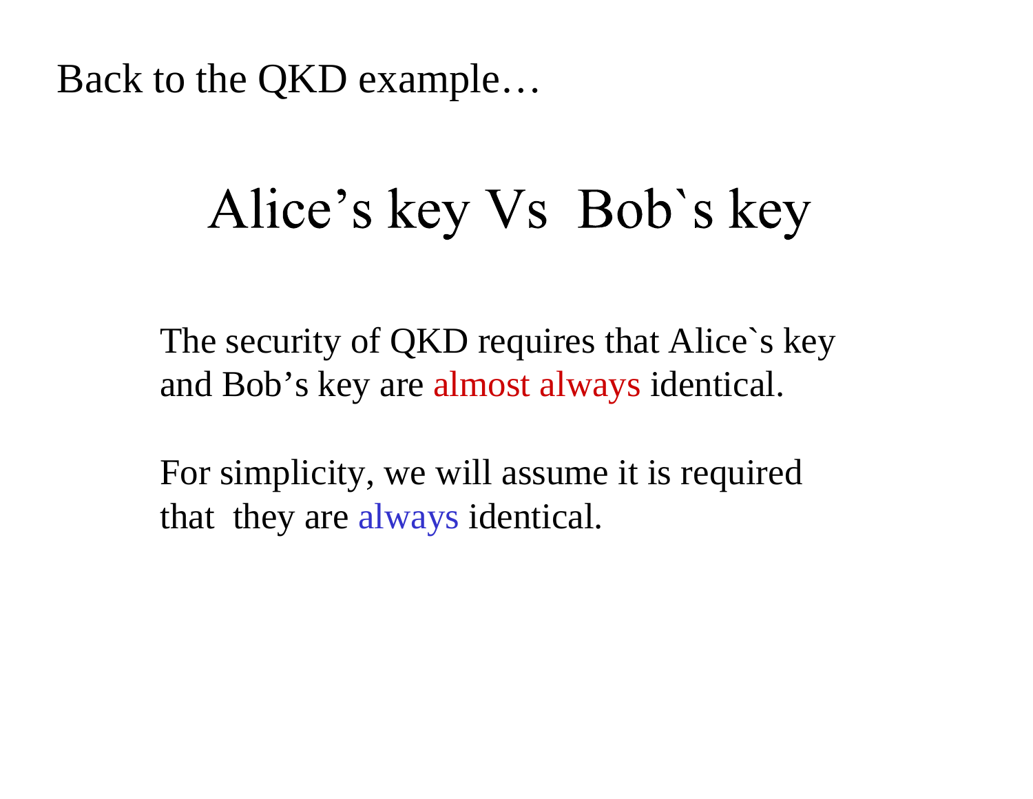Back to the QKD example…

# Alice’s key Vs  Bob`s key

The security of QKD requires that Alice`s key and Bob’s key are almost always identical.

For simplicity, we will assume it is required that  they are always identical.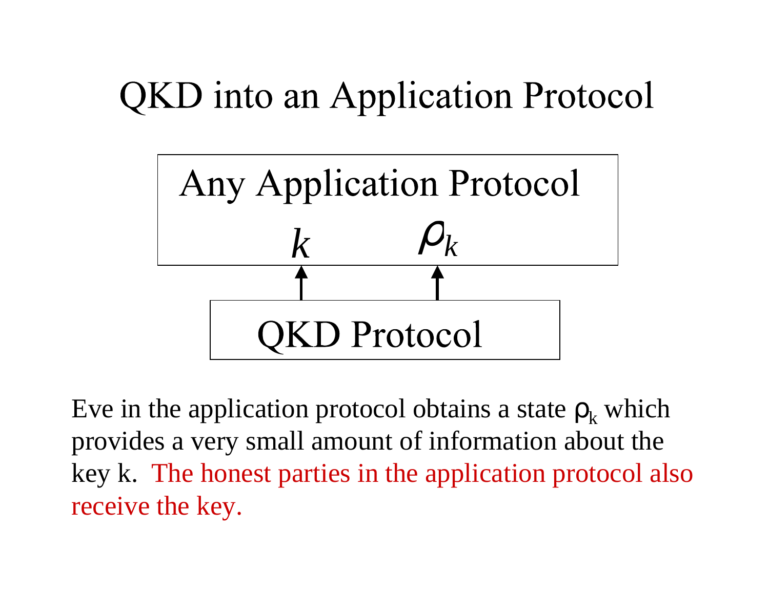# QKD into an Application Protocol

Any Application Protocol

$k$ $\rho_k$

QKD Protocol

Eve in the application protocol obtains a state $\rho_k$ which provides a very small amount of information about the key k. The honest parties in the application protocol also receive the key.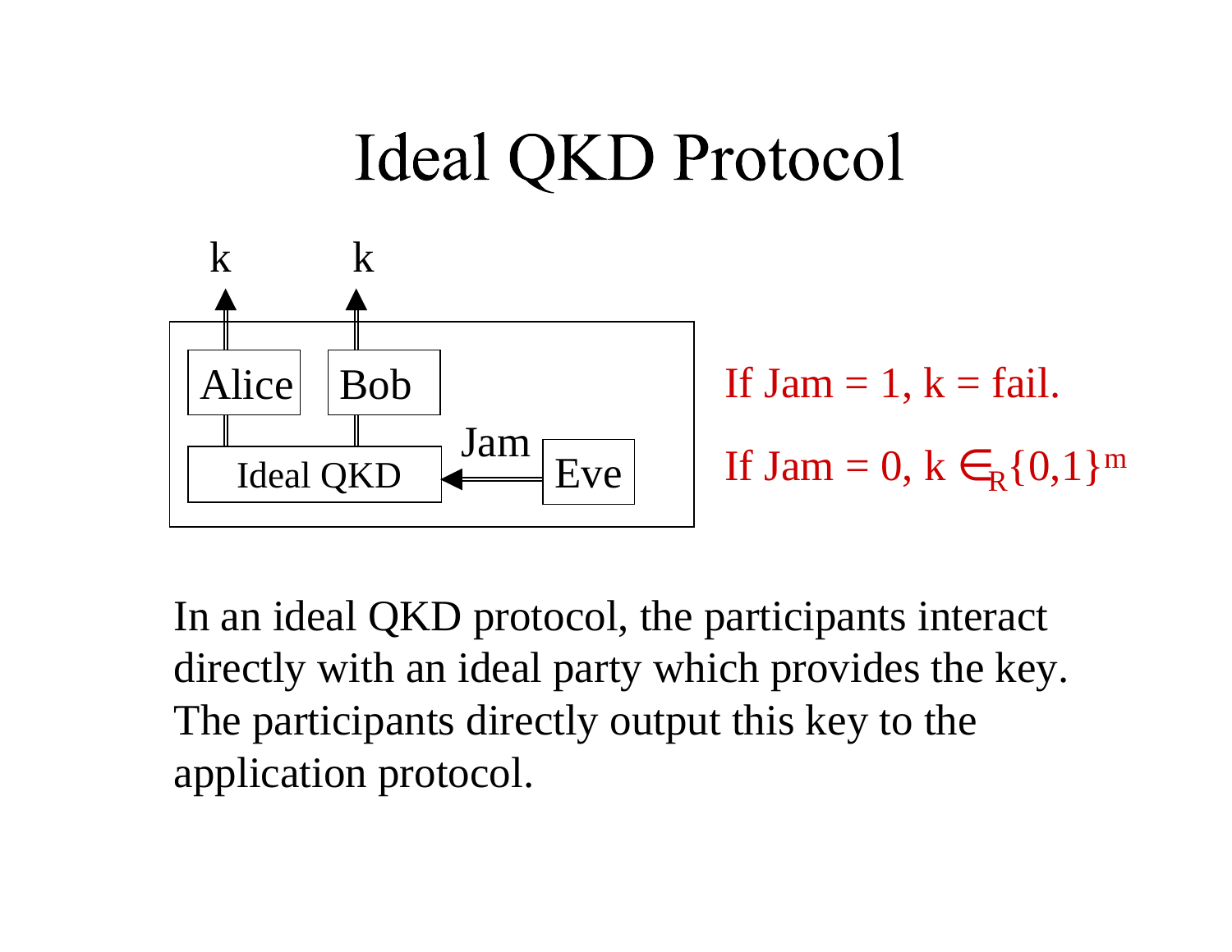# Ideal QKD Protocol

k k

Alice Bob

Ideal QKD ← Jam — Eve

If Jam = 1, k = fail.

If Jam = 0, $k \in_R \{0,1\}^m$

In an ideal QKD protocol, the participants interact directly with an ideal party which provides the key. The participants directly output this key to the application protocol.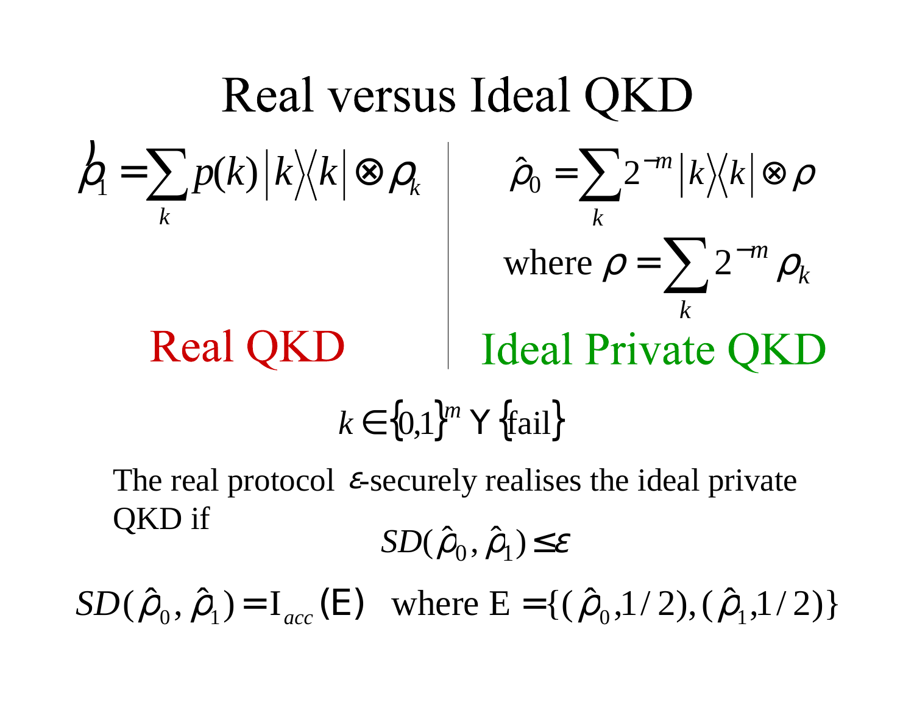# Real versus Ideal QKD

$$\hat{\rho}_1 = \sum_k p(k) |k\rangle\langle k| \otimes \rho_k$$

**Real QKD**

$$\hat{\rho}_0 = \sum_k 2^{-m} |k\rangle\langle k| \otimes \rho$$

where $\rho = \sum_k 2^{-m} \rho_k$

**Ideal Private QKD**

$$k \in \{0,1\}^m \cup \{\text{fail}\}$$

The real protocol $\varepsilon$-securely realises the ideal private QKD if

$$SD(\hat{\rho}_0, \hat{\rho}_1) \leq \varepsilon$$

$$SD(\hat{\rho}_0, \hat{\rho}_1) = \mathrm{I}_{acc}(\mathrm{E}) \quad \text{where } \mathrm{E} = \{(\hat{\rho}_0, 1/2), (\hat{\rho}_1, 1/2)\}$$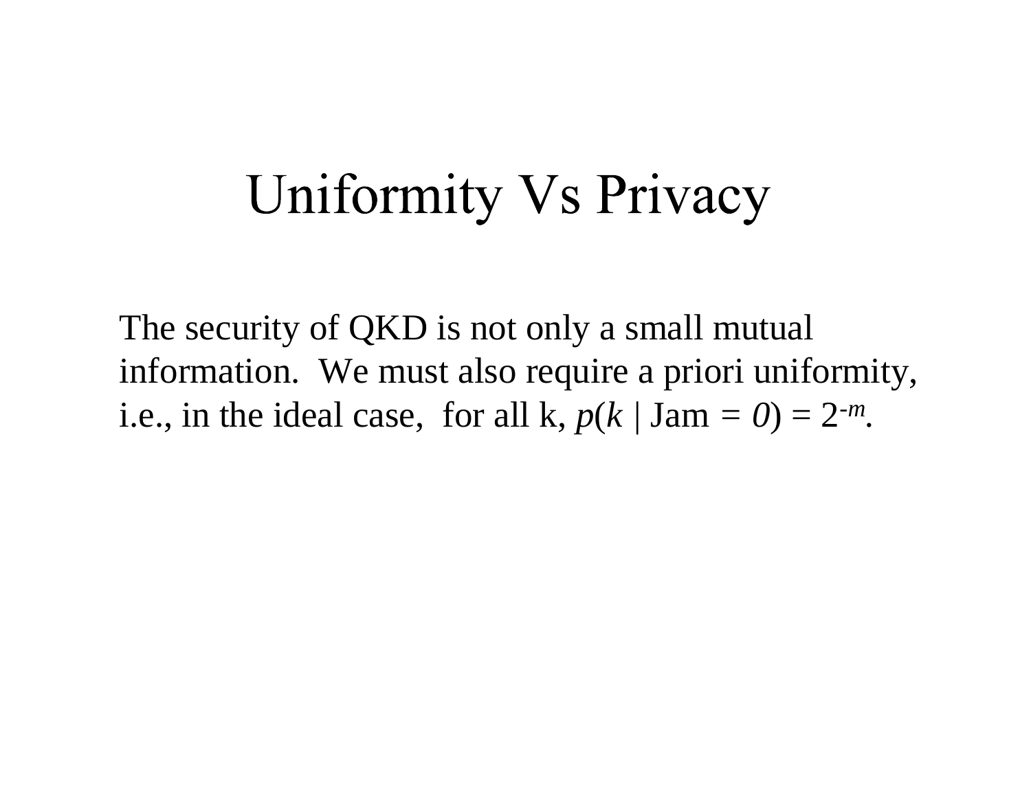# Uniformity Vs Privacy

The security of QKD is not only a small mutual information. We must also require a priori uniformity, i.e., in the ideal case, for all k, $p(k \mid \text{Jam} = 0) = 2^{-m}$.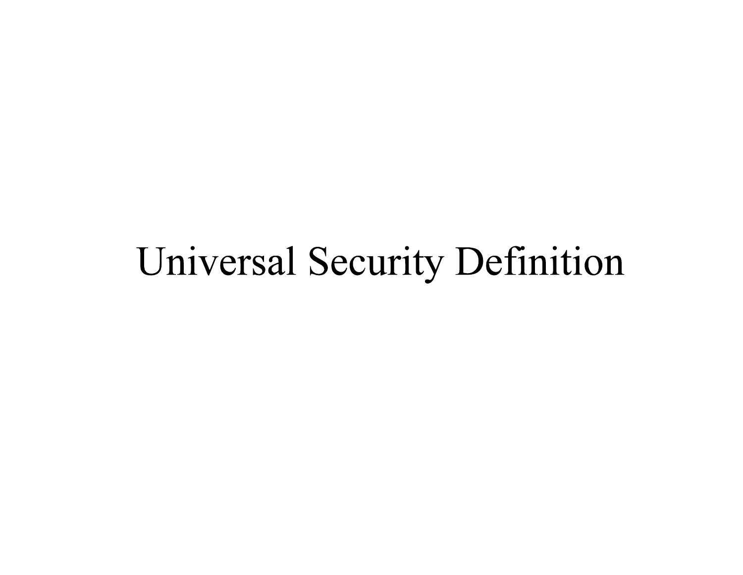# Universal Security Definition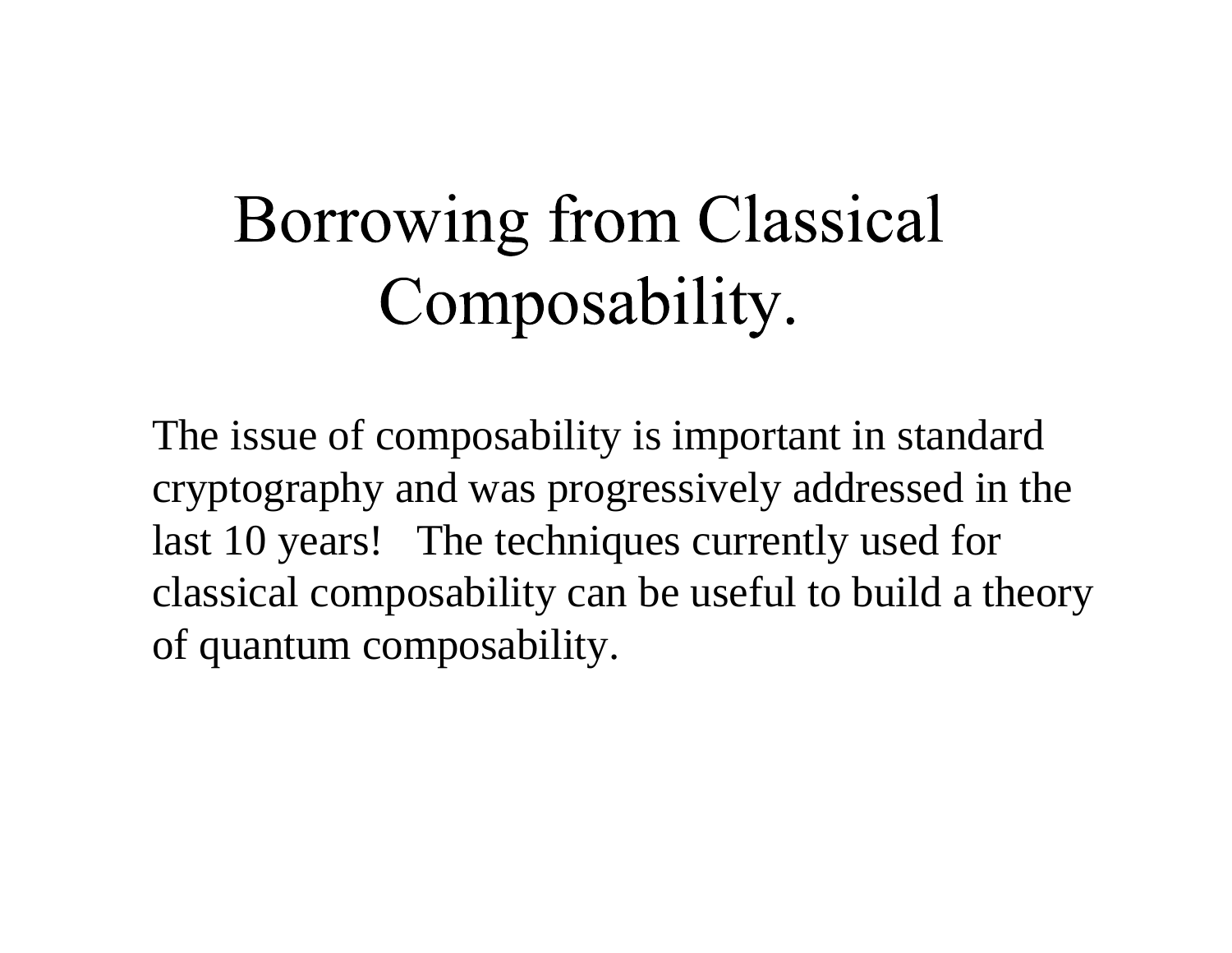# Borrowing from Classical Composability.

The issue of composability is important in standard cryptography and was progressively addressed in the last 10 years! The techniques currently used for classical composability can be useful to build a theory of quantum composability.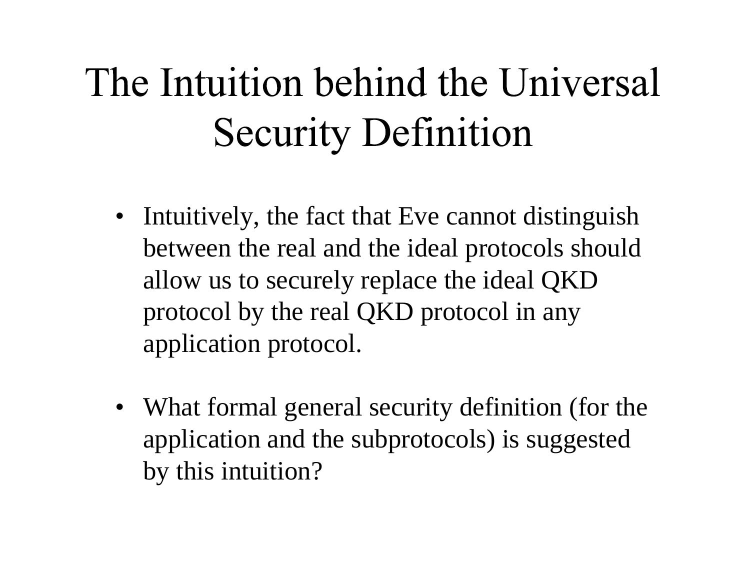# The Intuition behind the Universal Security Definition

- Intuitively, the fact that Eve cannot distinguish between the real and the ideal protocols should allow us to securely replace the ideal QKD protocol by the real QKD protocol in any application protocol.

- What formal general security definition (for the application and the subprotocols) is suggested by this intuition?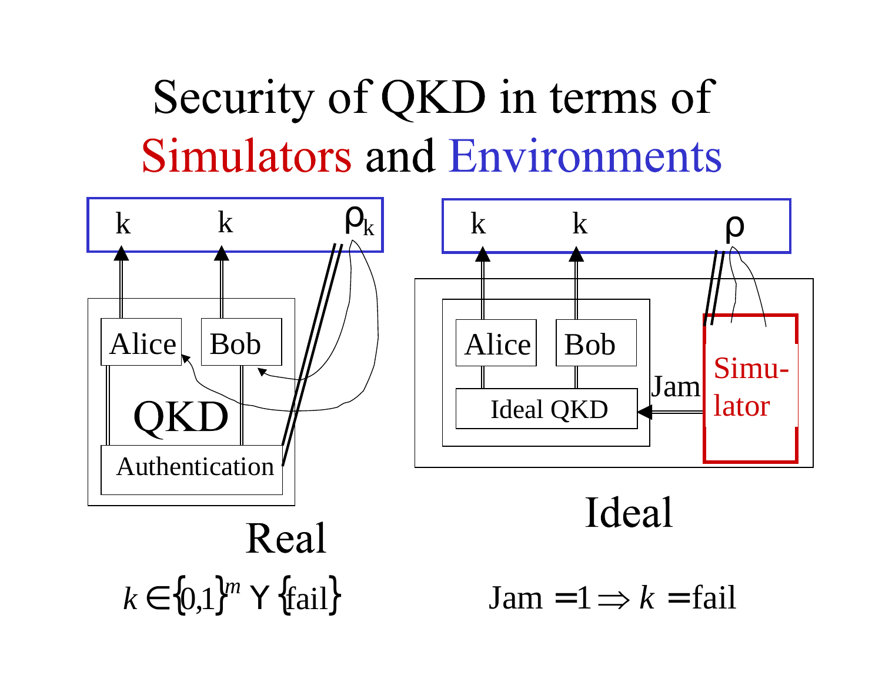# Security of QKD in terms of Simulators and Environments

k k $\rho_k$

Alice Bob

QKD

Authentication

**Real**

$k \in \{0,1\}^m \cup \{\text{fail}\}$

k k $\rho$

Alice Bob

Ideal QKD

Jam

Simu-lator

**Ideal**

$\text{Jam} = 1 \Rightarrow k = \text{fail}$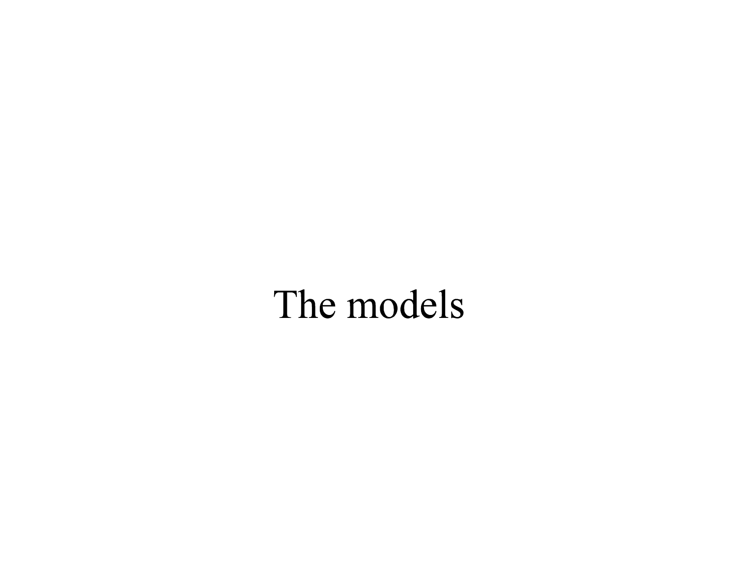# The models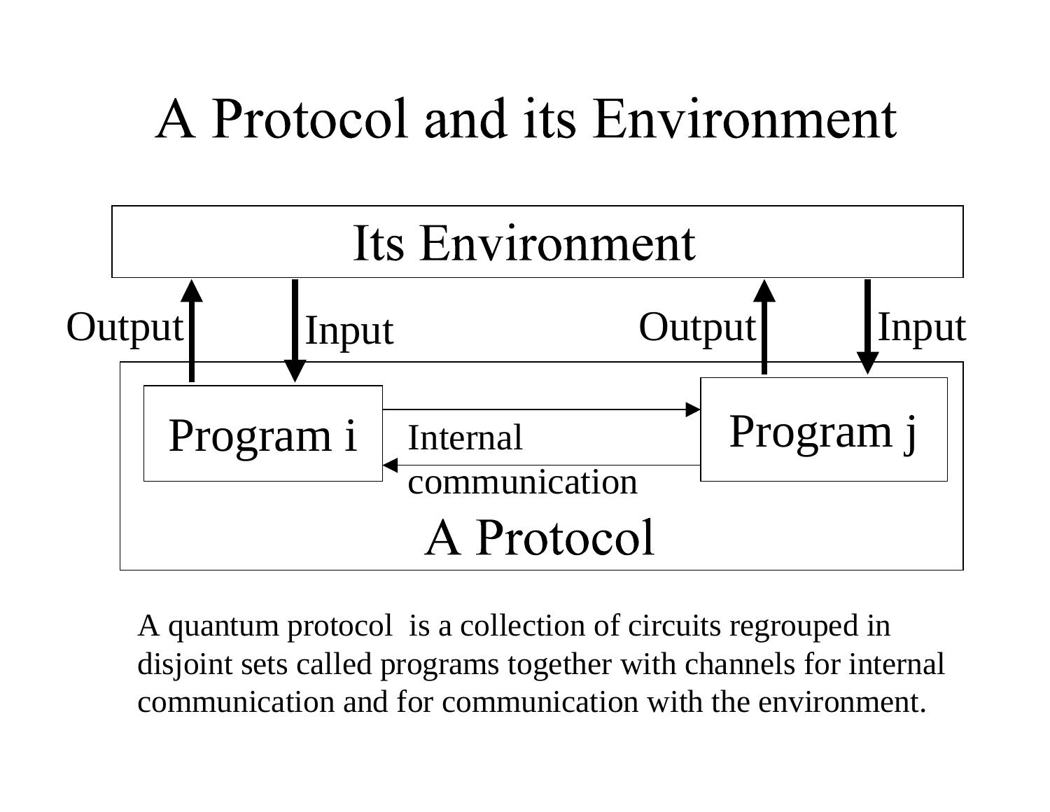# A Protocol and its Environment

Its Environment

Output Input Output Input

Program i Internal communication Program j

A Protocol

A quantum protocol is a collection of circuits regrouped in disjoint sets called programs together with channels for internal communication and for communication with the environment.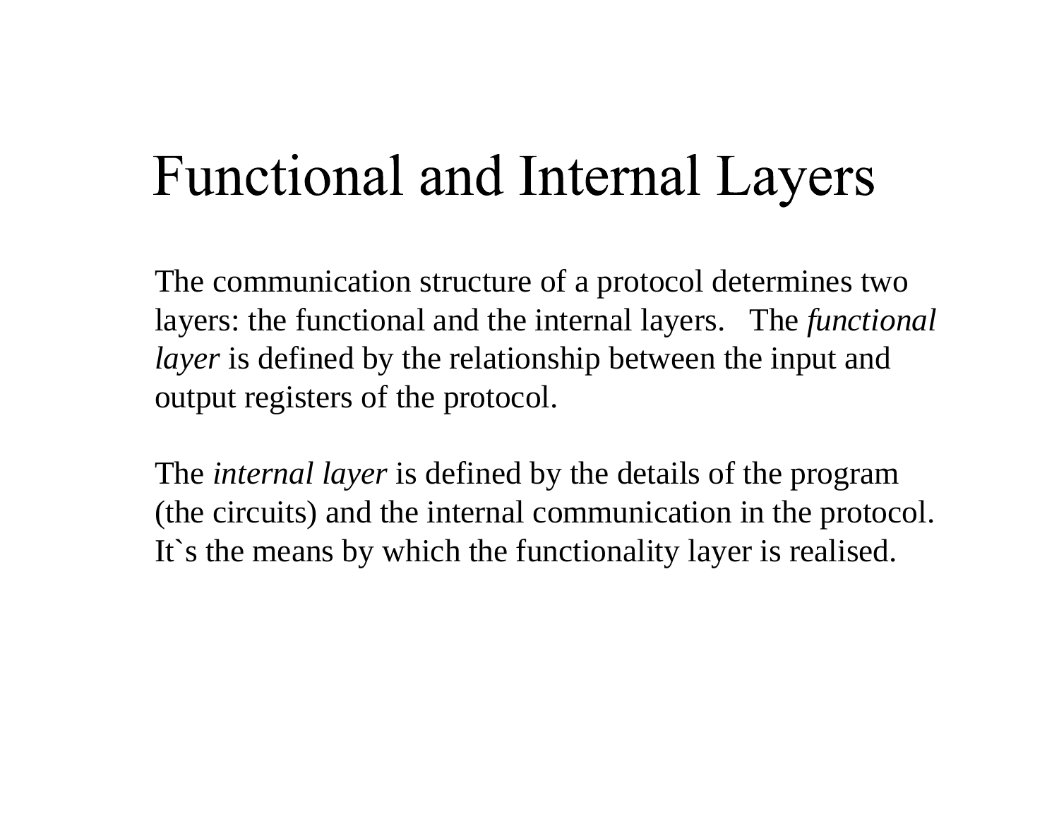# Functional and Internal Layers

The communication structure of a protocol determines two layers: the functional and the internal layers. The *functional layer* is defined by the relationship between the input and output registers of the protocol.

The *internal layer* is defined by the details of the program (the circuits) and the internal communication in the protocol. It`s the means by which the functionality layer is realised.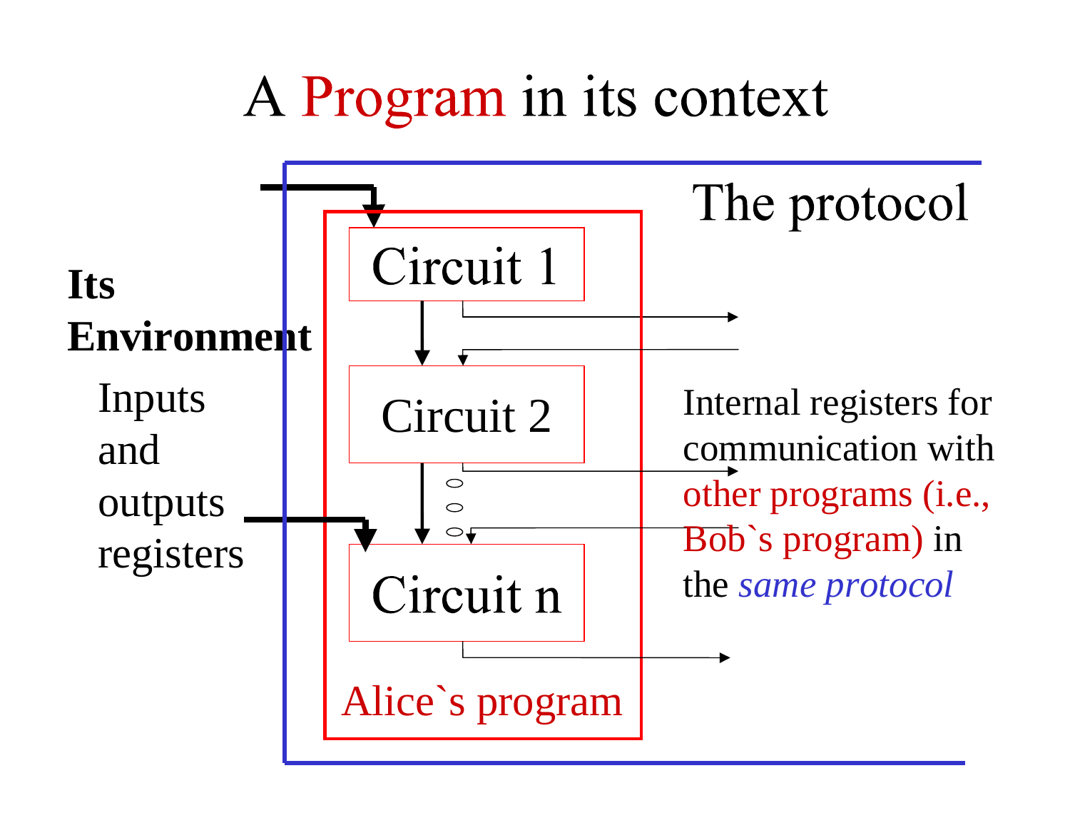# A Program in its context

The protocol

**Its Environment**

Inputs and outputs registers

Circuit 1

Circuit 2

Circuit n

Alice`s program

Internal registers for communication with other programs (i.e., Bob`s program) in the *same protocol*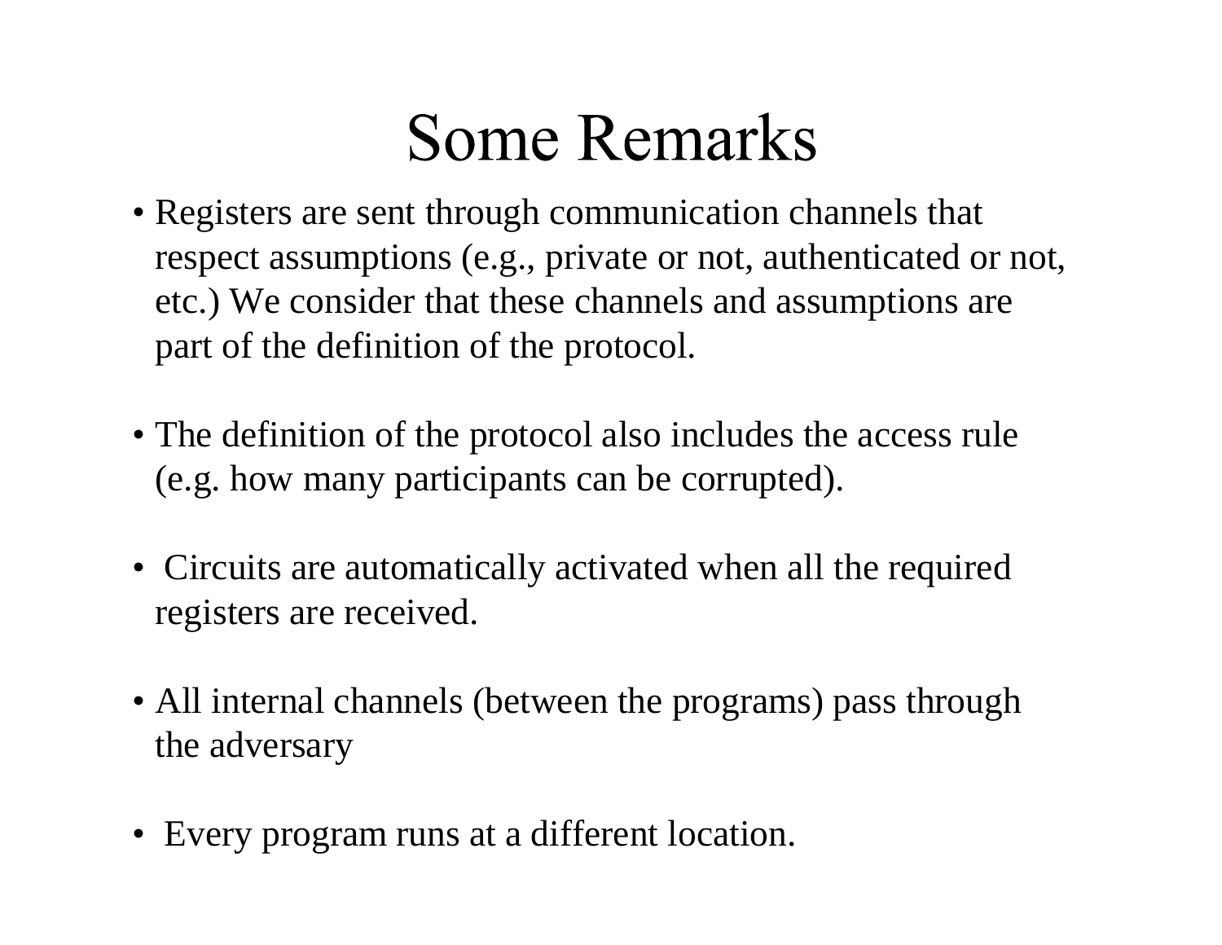# Some Remarks

- Registers are sent through communication channels that respect assumptions (e.g., private or not, authenticated or not, etc.) We consider that these channels and assumptions are part of the definition of the protocol.

- The definition of the protocol also includes the access rule (e.g. how many participants can be corrupted).

- Circuits are automatically activated when all the required registers are received.

- All internal channels (between the programs) pass through the adversary

- Every program runs at a different location.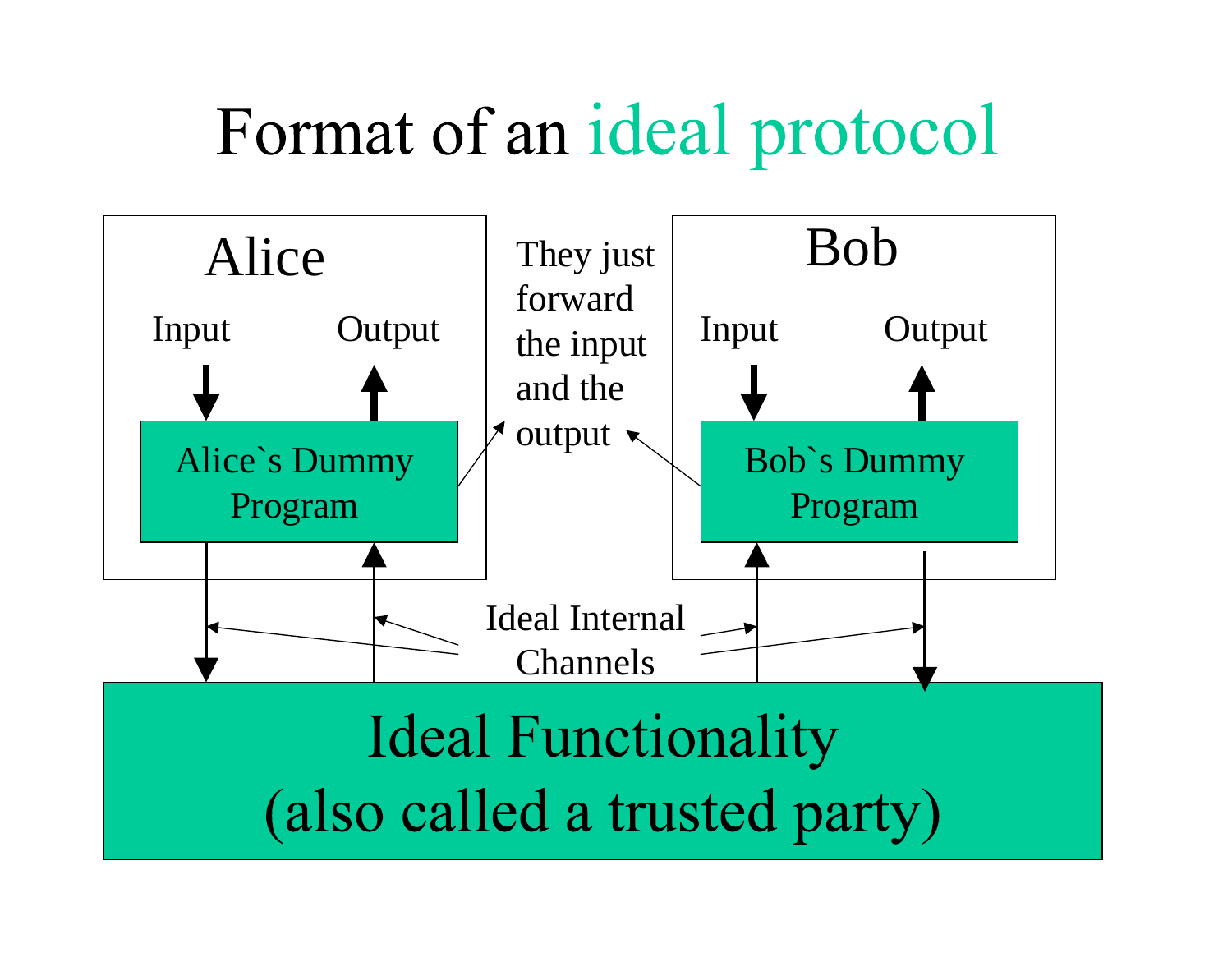# Format of an ideal protocol

Alice

Input

Output

Alice`s Dummy Program

They just forward the input and the output

Bob

Input

Output

Bob`s Dummy Program

Ideal Internal Channels

Ideal Functionality
(also called a trusted party)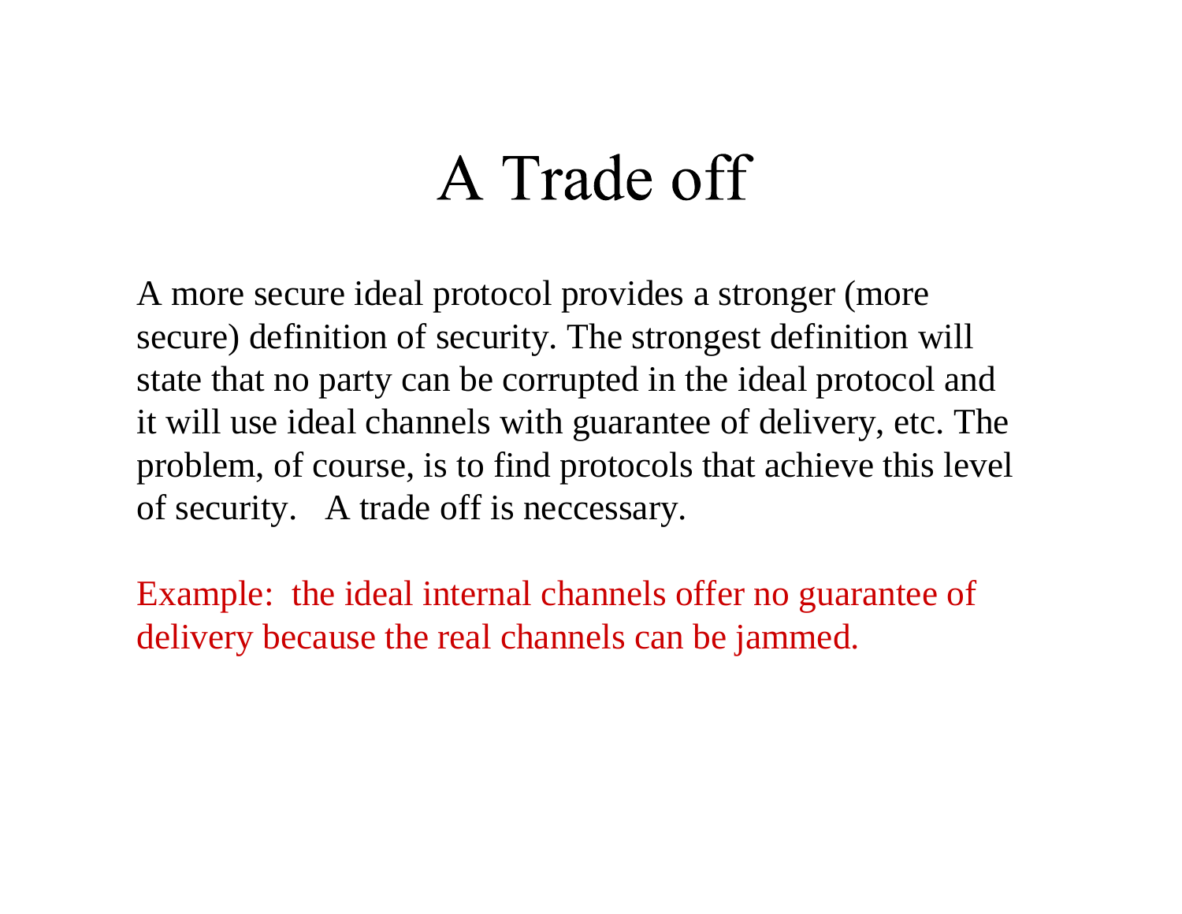# A Trade off

A more secure ideal protocol provides a stronger (more secure) definition of security. The strongest definition will state that no party can be corrupted in the ideal protocol and it will use ideal channels with guarantee of delivery, etc. The problem, of course, is to find protocols that achieve this level of security. A trade off is neccessary.

Example: the ideal internal channels offer no guarantee of delivery because the real channels can be jammed.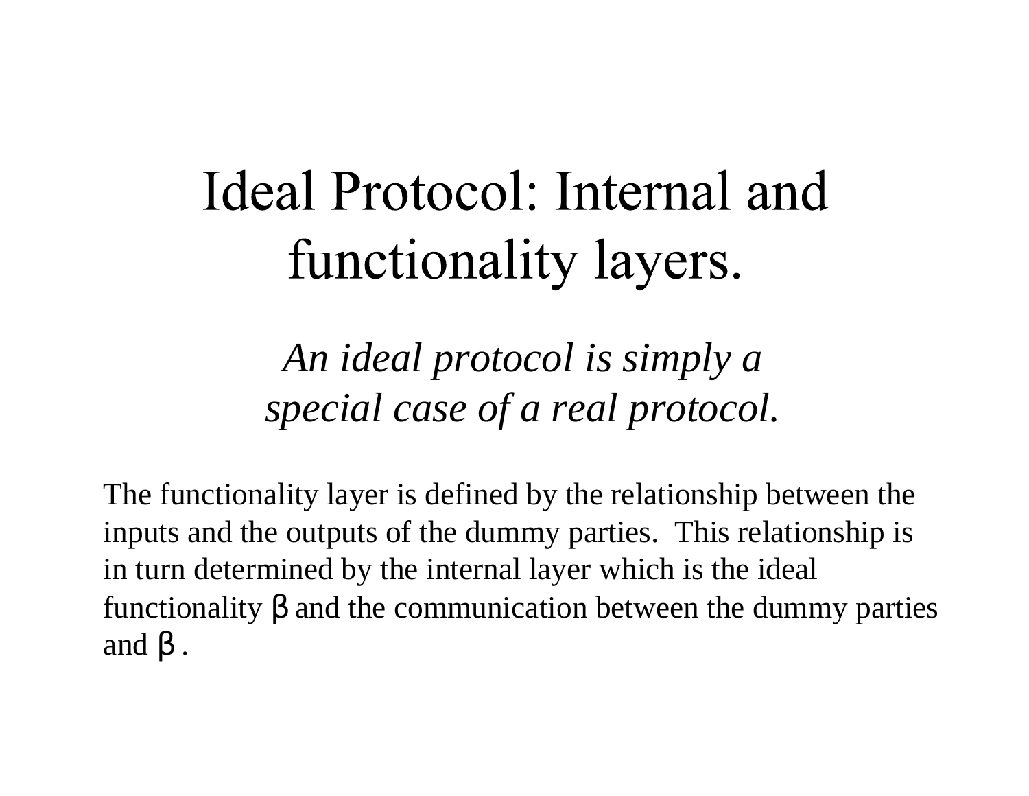# Ideal Protocol: Internal and functionality layers.

*An ideal protocol is simply a special case of a real protocol.*

The functionality layer is defined by the relationship between the inputs and the outputs of the dummy parties. This relationship is in turn determined by the internal layer which is the ideal functionality $\beta$ and the communication between the dummy parties and $\beta$.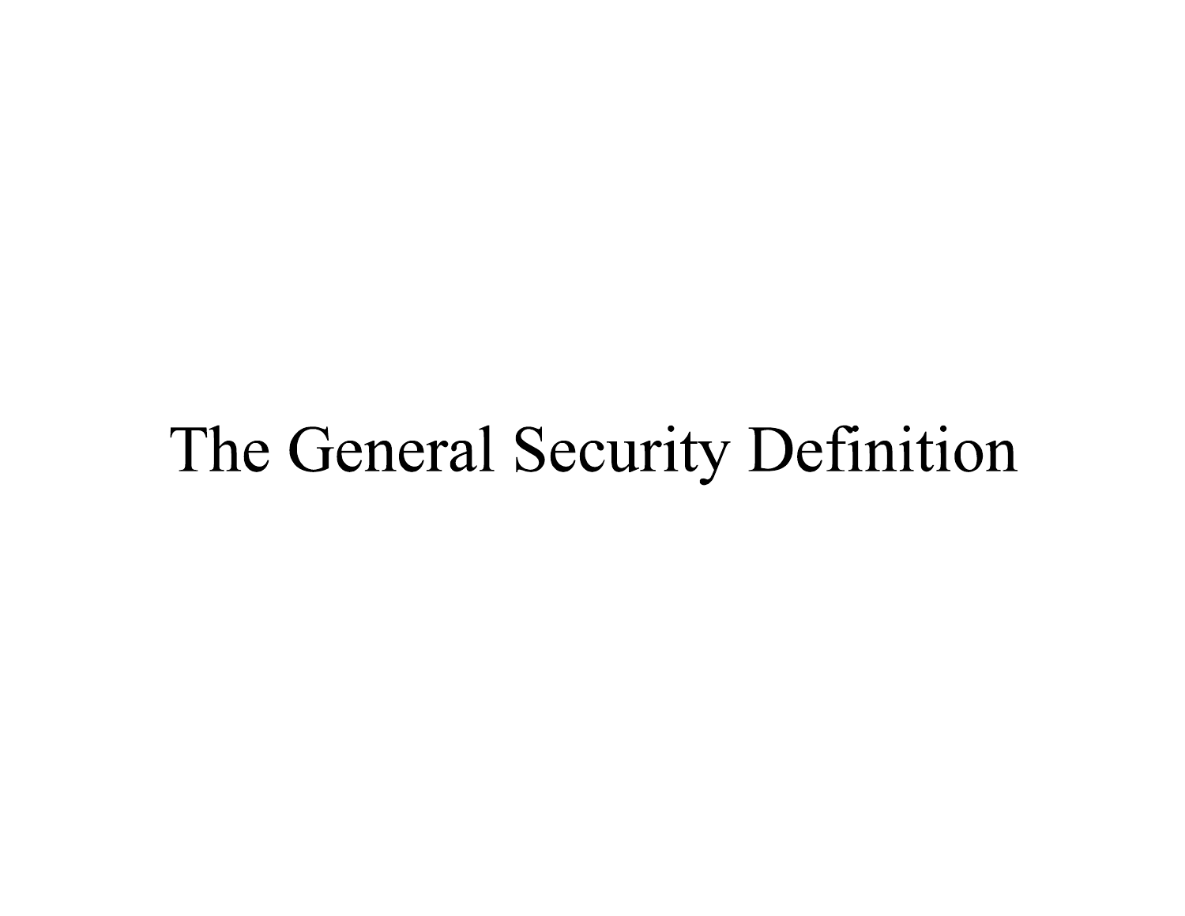# The General Security Definition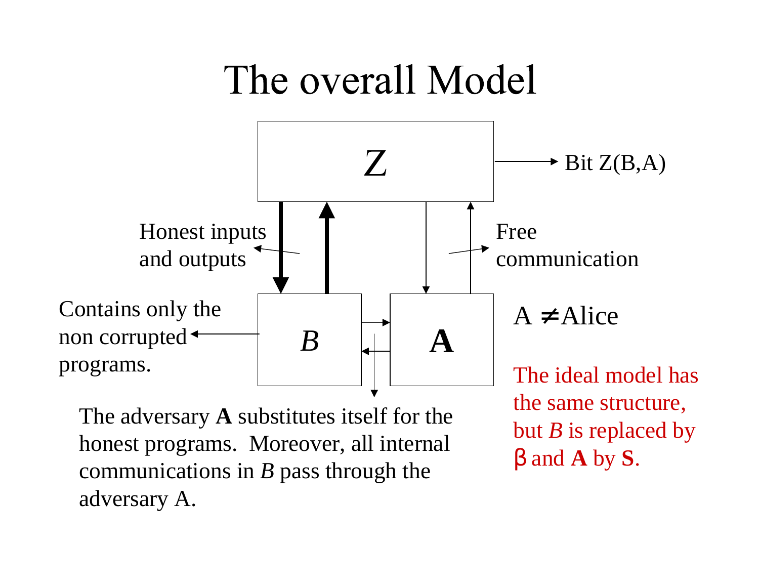# The overall Model

*Z* → Bit Z(B,A)

Honest inputs and outputs

Free communication

Contains only the non corrupted programs.

*B*

**A**

A ≠ Alice

The adversary **A** substitutes itself for the honest programs. Moreover, all internal communications in *B* pass through the adversary A.

The ideal model has the same structure, but *B* is replaced by β and **A** by **S**.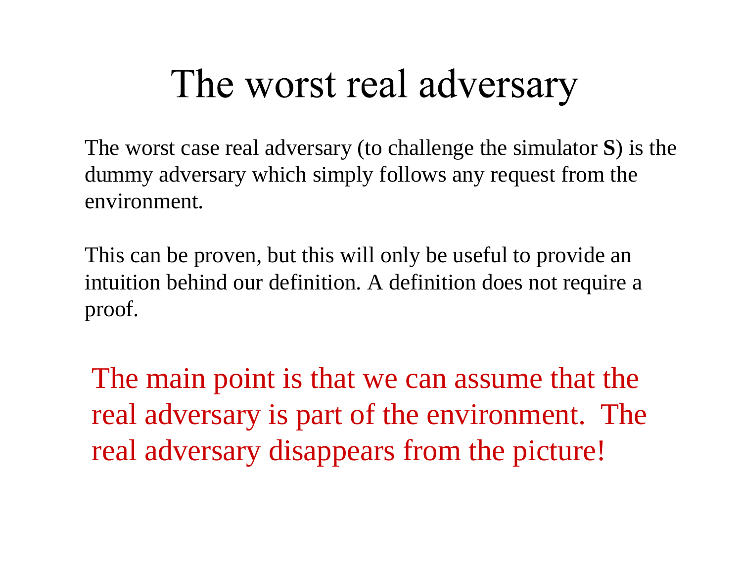# The worst real adversary

The worst case real adversary (to challenge the simulator **S**) is the dummy adversary which simply follows any request from the environment.

This can be proven, but this will only be useful to provide an intuition behind our definition. A definition does not require a proof.

The main point is that we can assume that the real adversary is part of the environment. The real adversary disappears from the picture!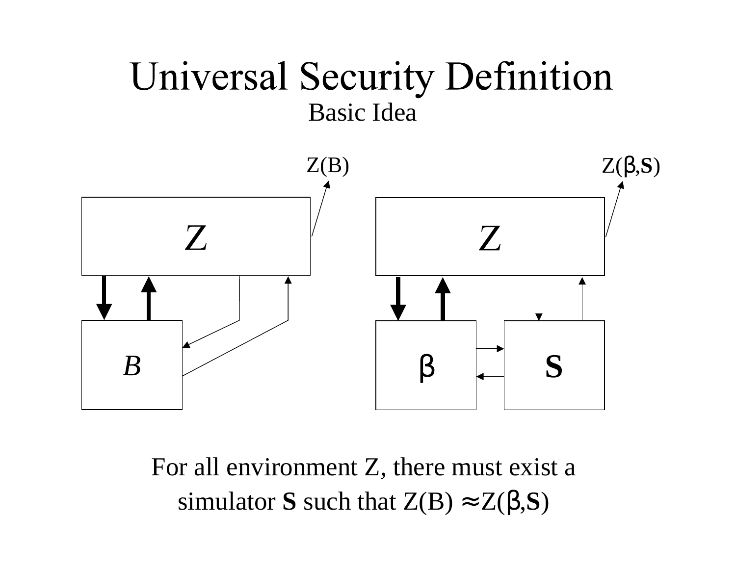# Universal Security Definition

## Basic Idea

For all environment Z, there must exist a simulator **S** such that Z(B) ≈Z(β,**S**)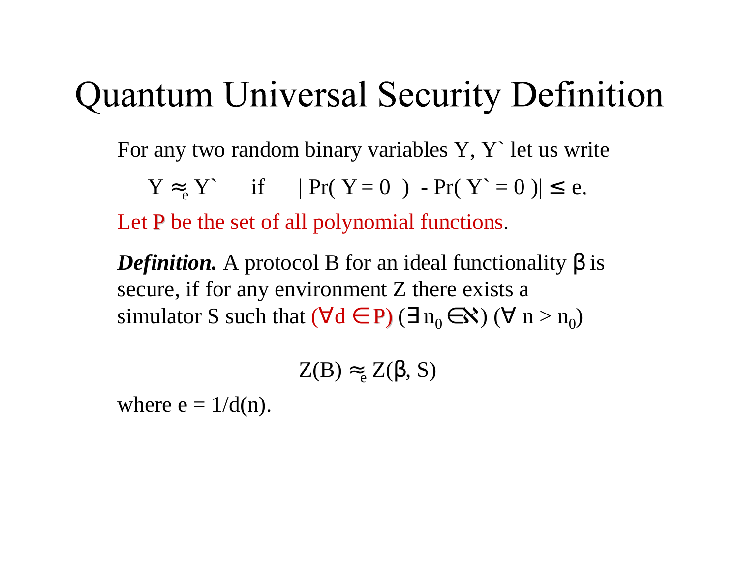# Quantum Universal Security Definition

For any two random binary variables Y, Y` let us write

$$Y \approx_e Y` \quad \text{if} \quad |\Pr(Y = 0) - \Pr(Y` = 0)| \leq e.$$

Let P be the set of all polynomial functions.

***Definition.*** A protocol B for an ideal functionality β is secure, if for any environment Z there exists a simulator S such that $(\forall d \in P)$ $(\exists n_0 \in \aleph)$ $(\forall n > n_0)$

$$Z(B) \approx_e Z(\beta, S)$$

where $e = 1/d(n)$.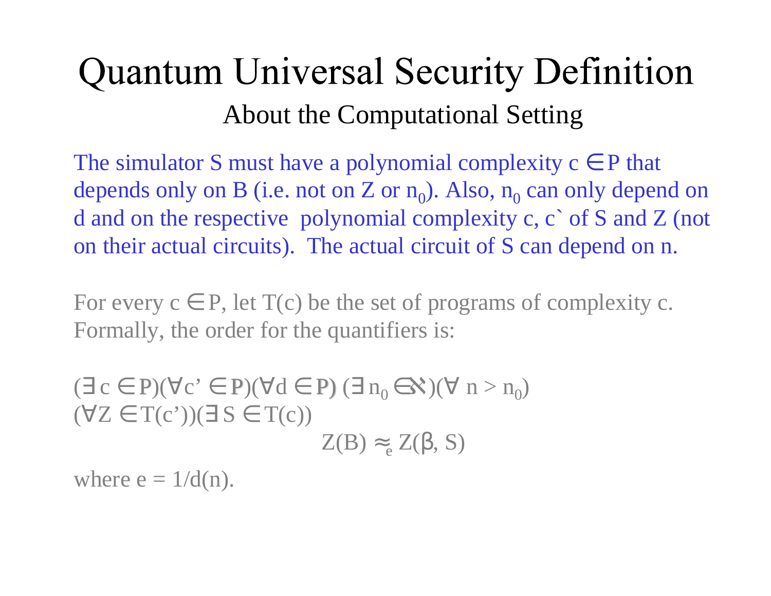# Quantum Universal Security Definition

## About the Computational Setting

The simulator S must have a polynomial complexity $c \in P$ that depends only on B (i.e. not on Z or $n_0$). Also, $n_0$ can only depend on d and on the respective polynomial complexity c, c` of S and Z (not on their actual circuits). The actual circuit of S can depend on n.

For every $c \in P$, let T(c) be the set of programs of complexity c. Formally, the order for the quantifiers is:

$$(\exists c \in P)(\forall c' \in P)(\forall d \in P)(\exists n_0 \in \aleph)(\forall n > n_0)$$
$$(\forall Z \in T(c'))(\exists S \in T(c))$$
$$Z(B) \approx_e Z(\beta, S)$$

where $e = 1/d(n)$.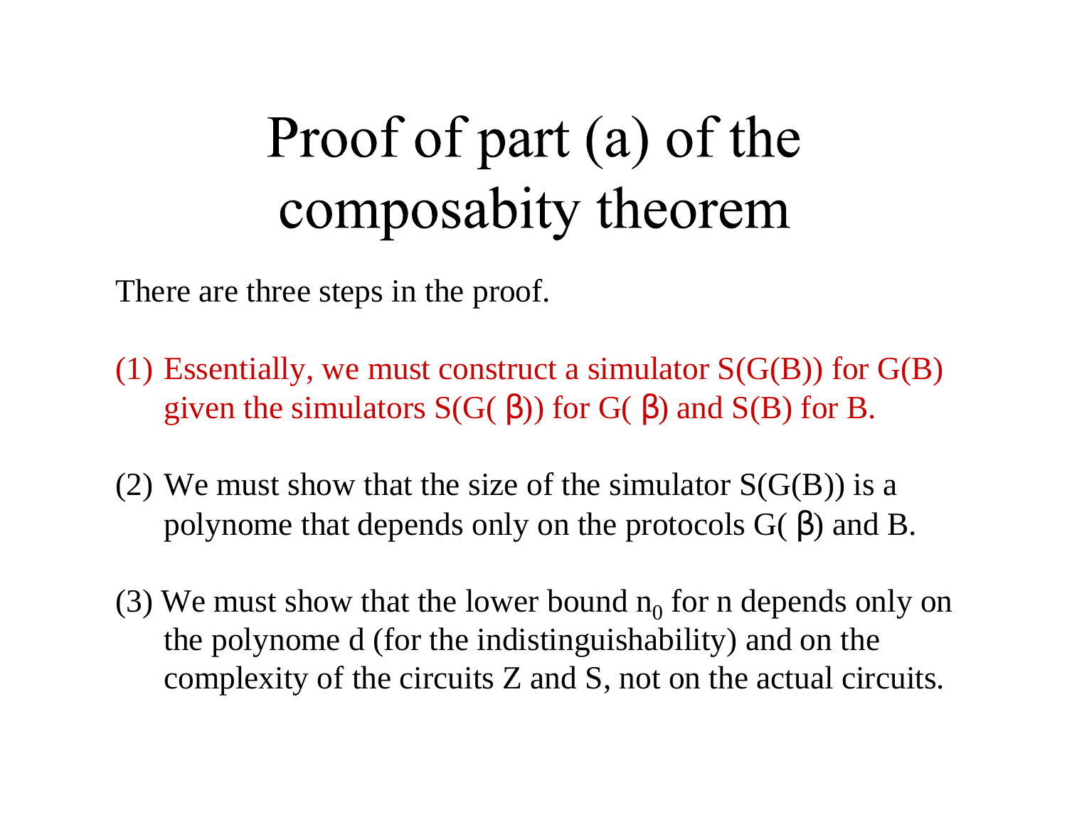# Proof of part (a) of the composabity theorem

There are three steps in the proof.

(1) Essentially, we must construct a simulator S(G(B)) for G(B) given the simulators S(G( β)) for G( β) and S(B) for B.

(2) We must show that the size of the simulator S(G(B)) is a polynome that depends only on the protocols G( β) and B.

(3) We must show that the lower bound $n_0$ for n depends only on the polynome d (for the indistinguishability) and on the complexity of the circuits Z and S, not on the actual circuits.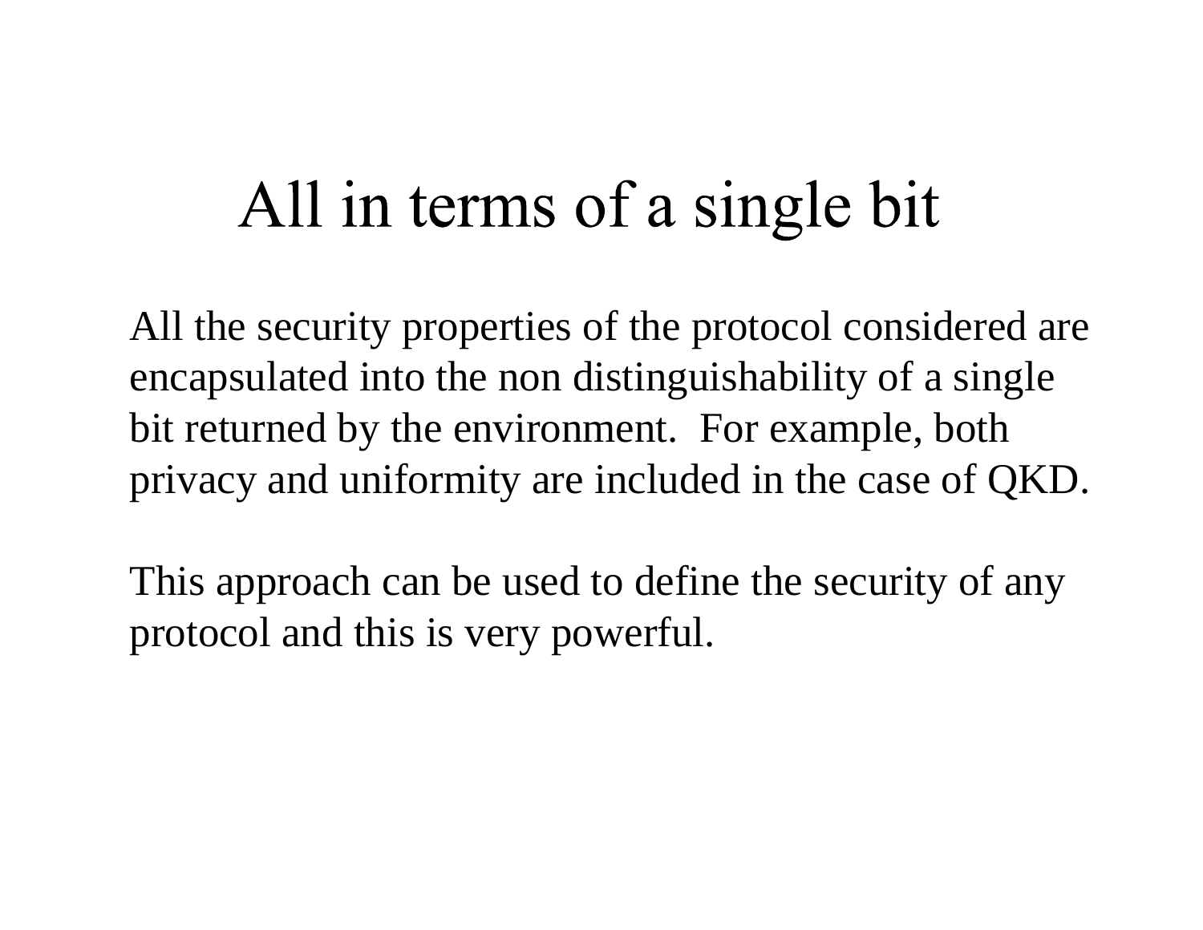# All in terms of a single bit

All the security properties of the protocol considered are encapsulated into the non distinguishability of a single bit returned by the environment.  For example, both privacy and uniformity are included in the case of QKD.

This approach can be used to define the security of any protocol and this is very powerful.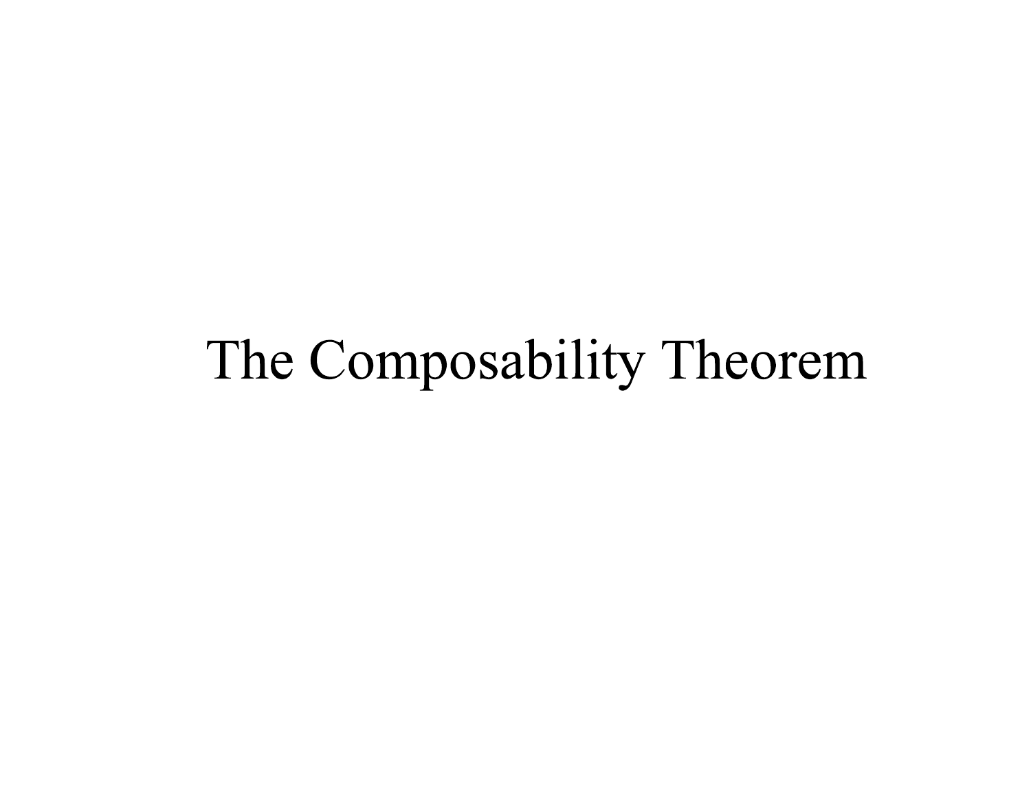# The Composability Theorem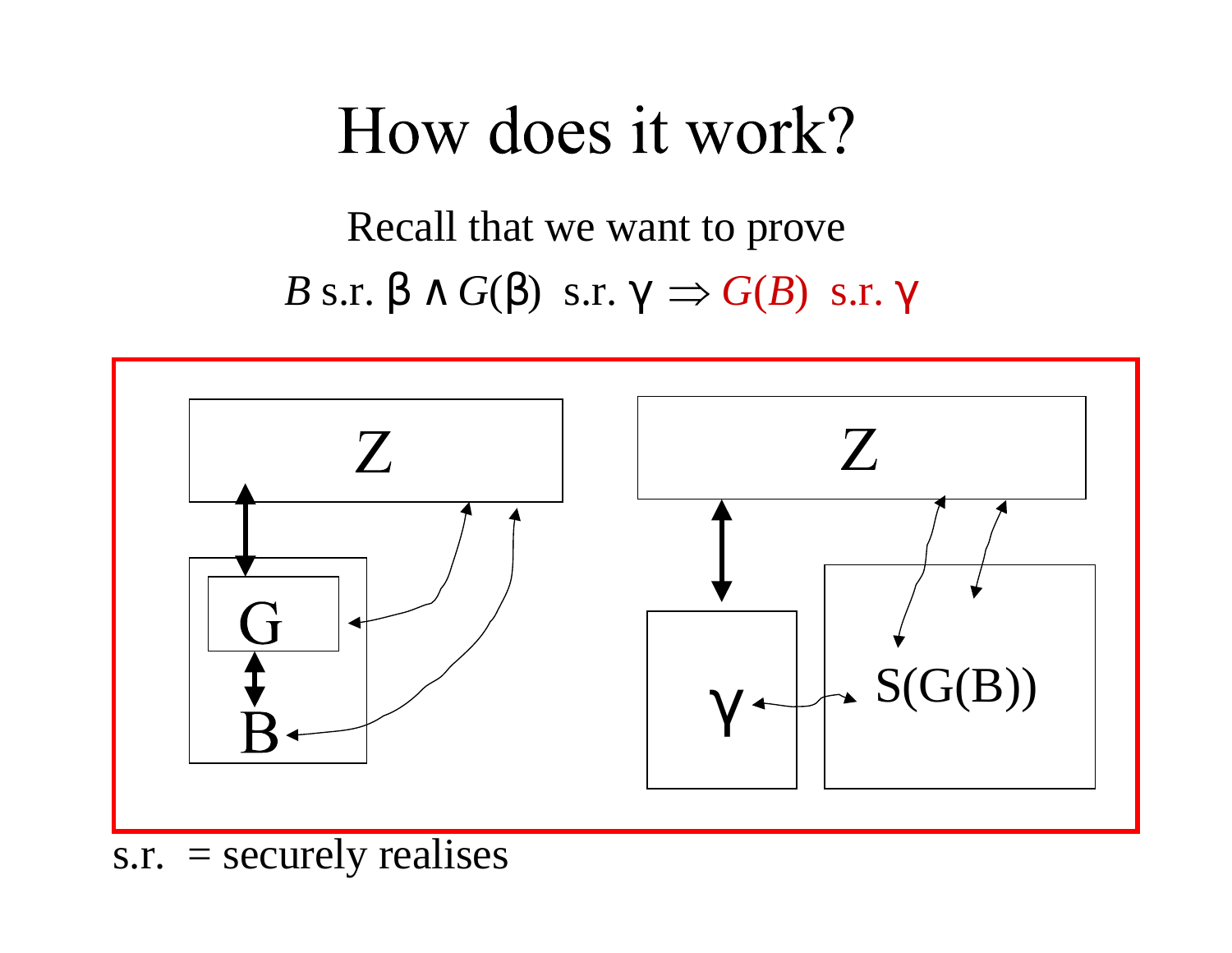# How does it work?

Recall that we want to prove

$$B \text{ s.r. } \beta \land G(\beta) \text{ s.r. } \gamma \Rightarrow G(B) \text{ s.r. } \gamma$$

Z

G

B

Z

γ

S(G(B))

s.r. = securely realises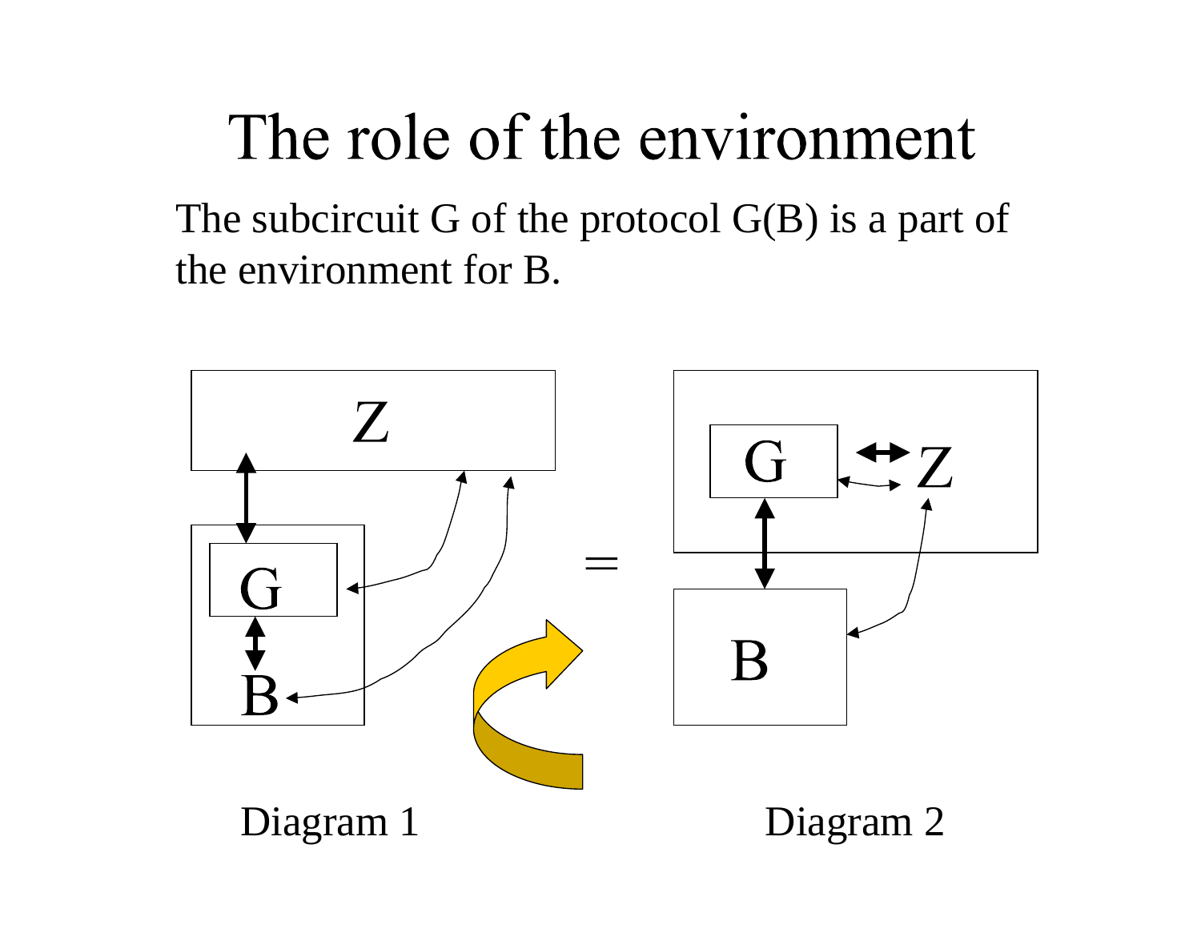# The role of the environment

The subcircuit G of the protocol G(B) is a part of the environment for B.

Diagram 1

Diagram 2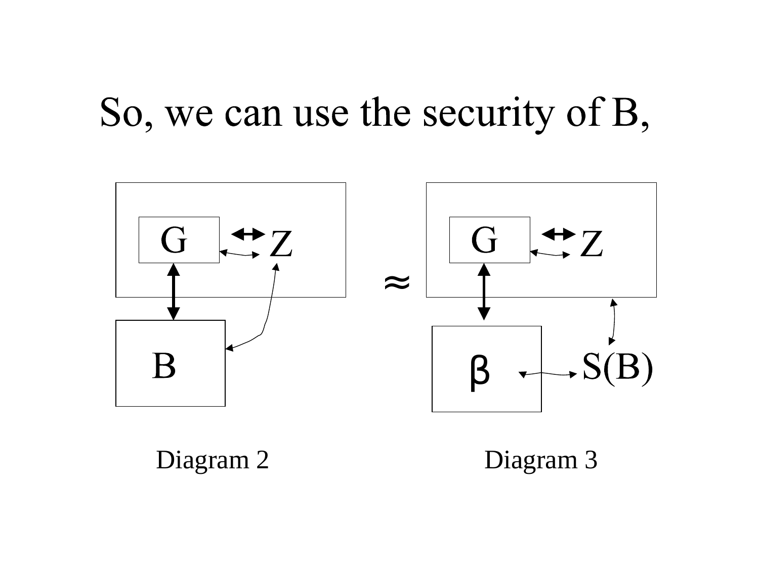# So, we can use the security of B,

G ↔ Z

B

≈

G ↔ Z

β ↔ S(B)

Diagram 2

Diagram 3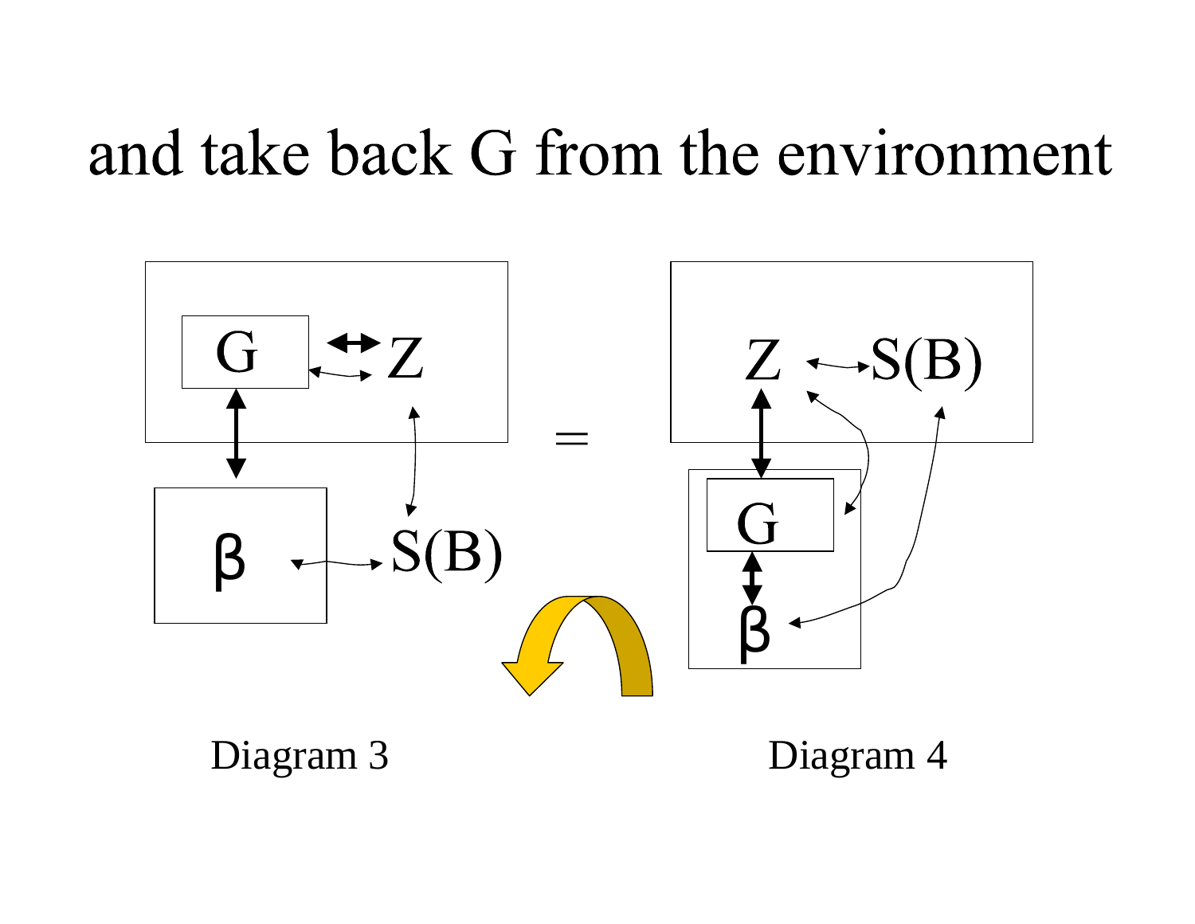# and take back G from the environment

G ↔ Z

β ↔ S(B)

=

Z ↔ S(B)

G

β

Diagram 3

Diagram 4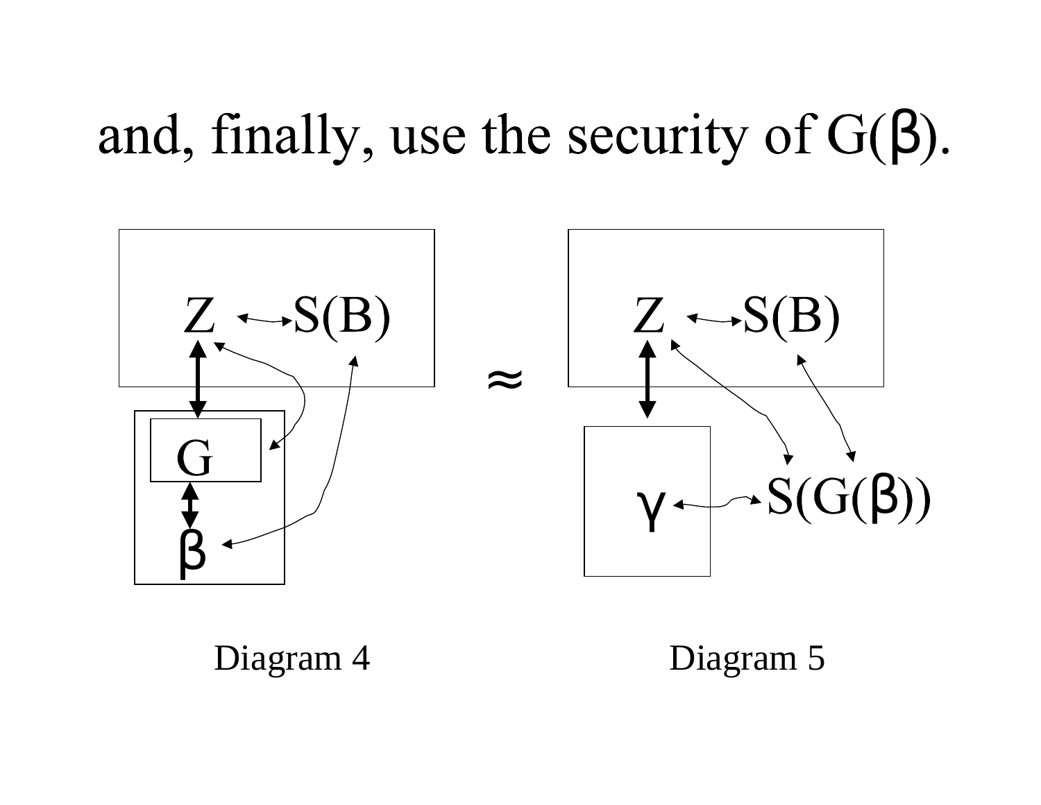# and, finally, use the security of G(β).

Z ↔ S(B)

G

β

≈

Z ↔ S(B)

γ ↔ S(G(β))

Diagram 4 Diagram 5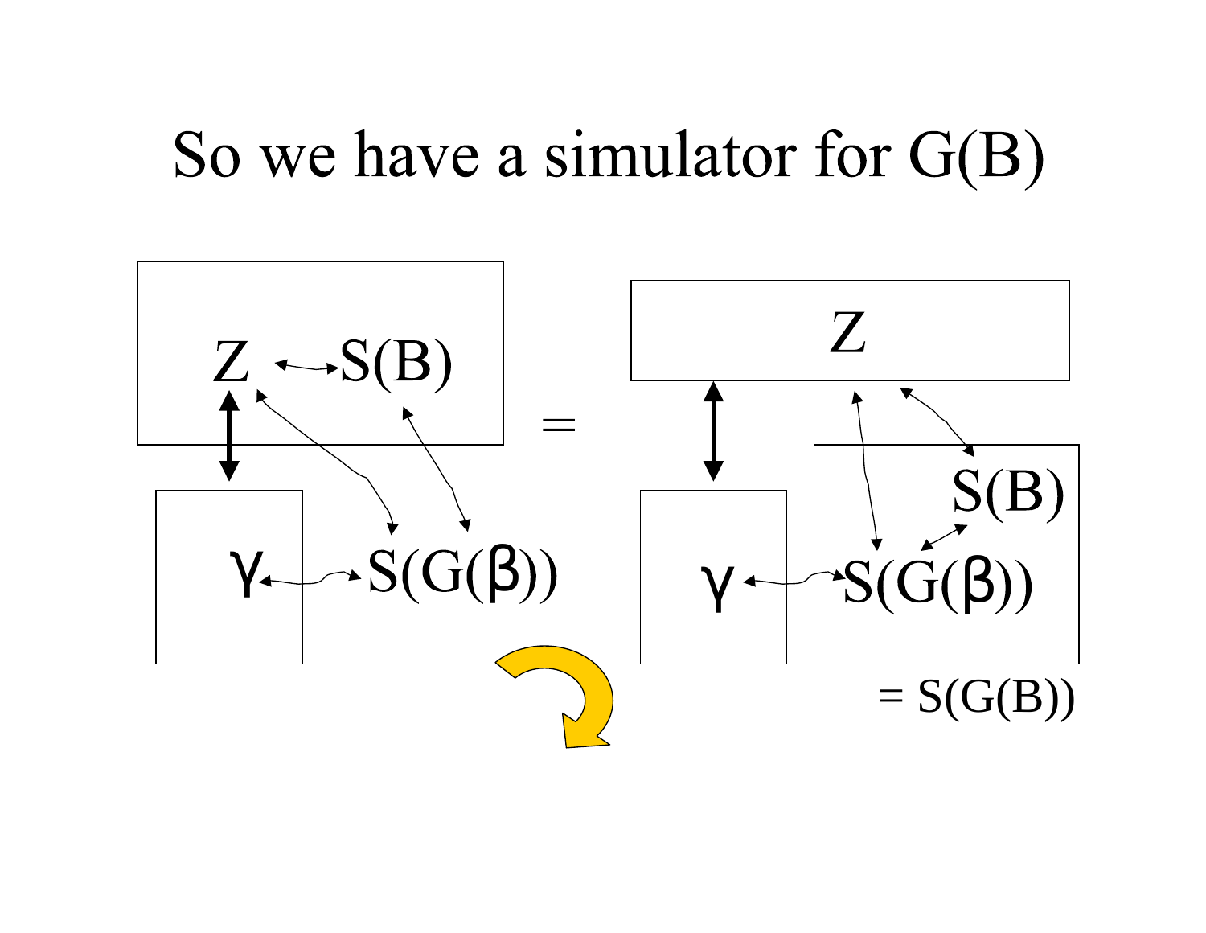# So we have a simulator for G(B)

Z ↔ S(B)

γ ↔ S(G(β))

=

Z

γ ↔ S(G(β)) ↔ S(B)

= S(G(B))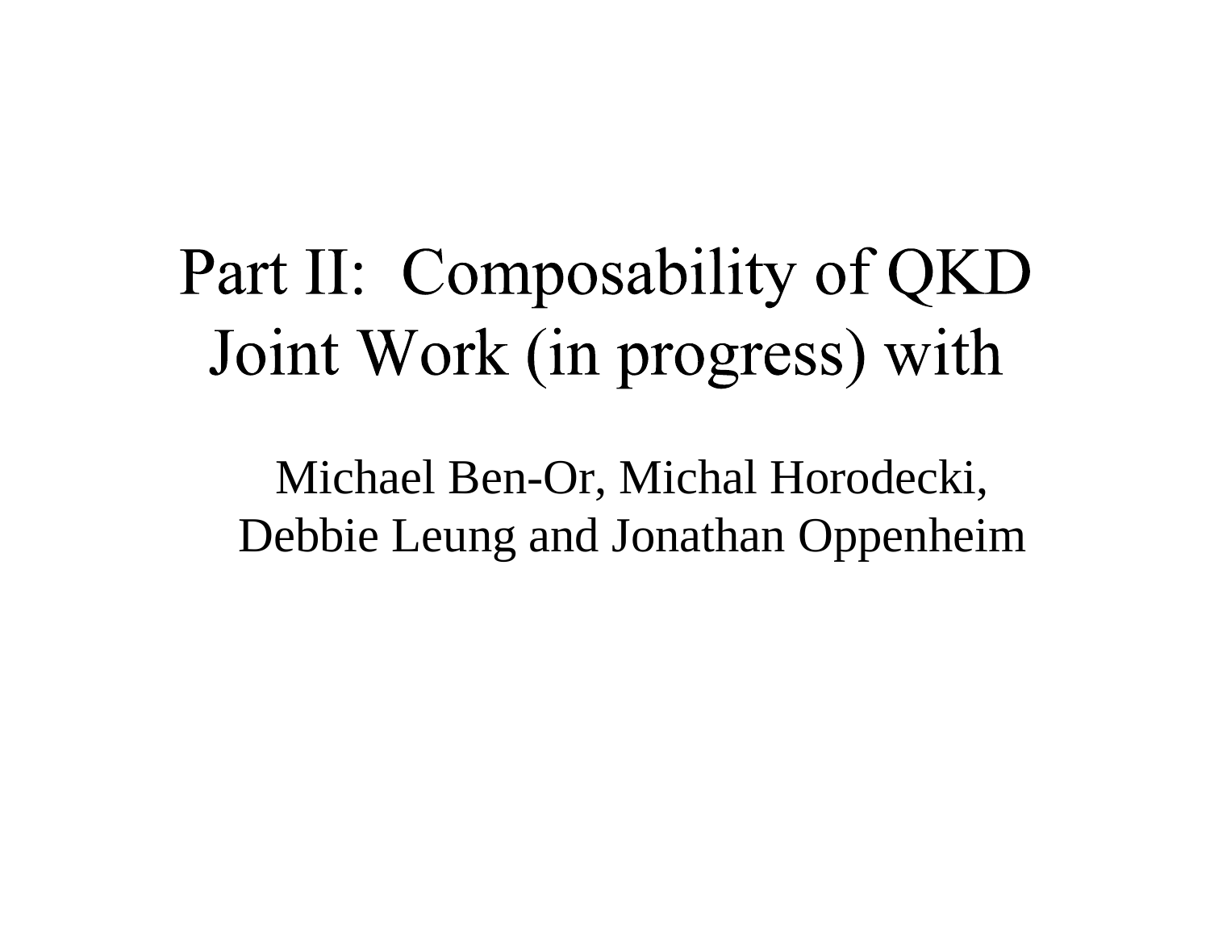# Part II: Composability of QKD Joint Work (in progress) with

Michael Ben-Or, Michal Horodecki, Debbie Leung and Jonathan Oppenheim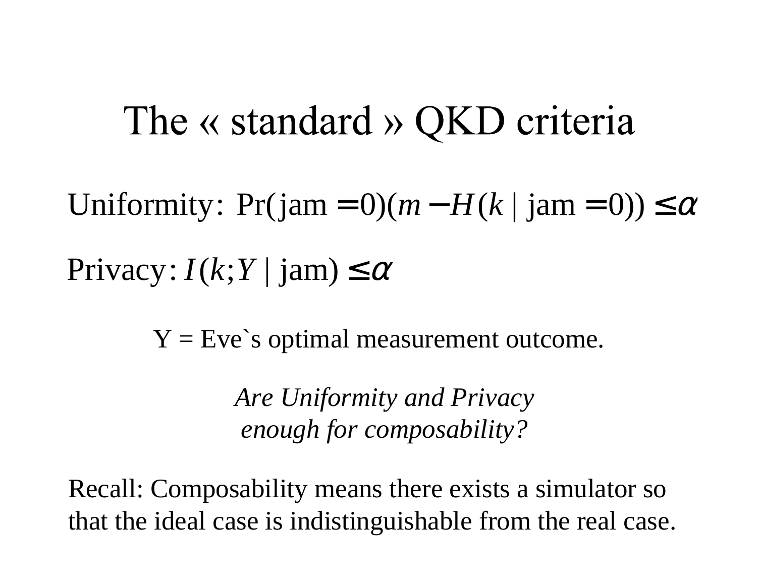# The « standard » QKD criteria

Uniformity: $\Pr(\text{jam}=0)(m - H(k \mid \text{jam}=0)) \leq \alpha$

Privacy: $I(k;Y \mid \text{jam}) \leq \alpha$

Y = Eve`s optimal measurement outcome.

*Are Uniformity and Privacy enough for composability?*

Recall: Composability means there exists a simulator so that the ideal case is indistinguishable from the real case.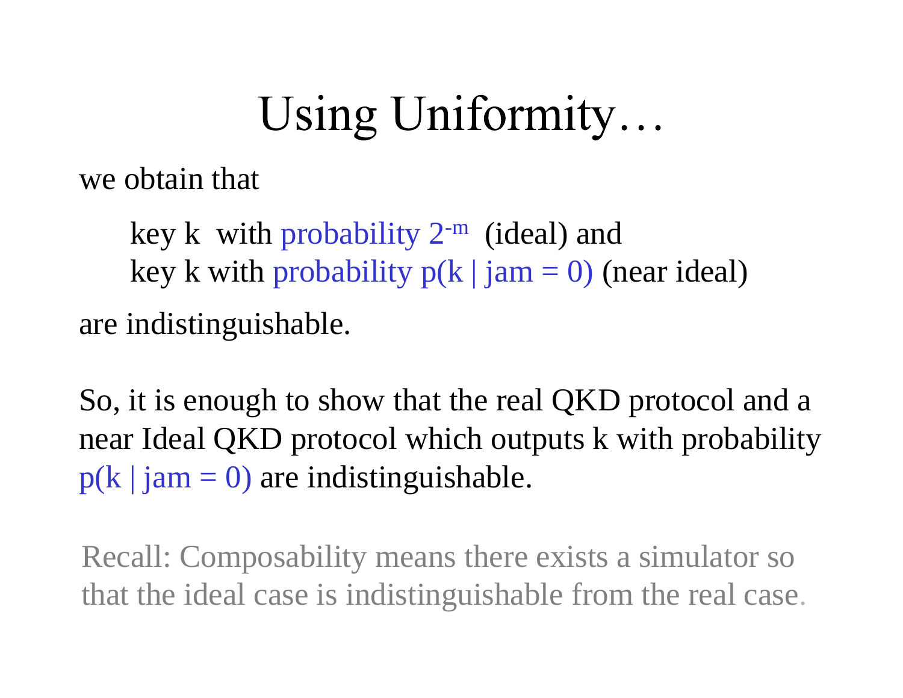# Using Uniformity…

we obtain that

> key k with probability $2^{-m}$ (ideal) and
> key k with probability $p(k \mid jam = 0)$ (near ideal)

are indistinguishable.

So, it is enough to show that the real QKD protocol and a near Ideal QKD protocol which outputs k with probability $p(k \mid jam = 0)$ are indistinguishable.

Recall: Composability means there exists a simulator so that the ideal case is indistinguishable from the real case.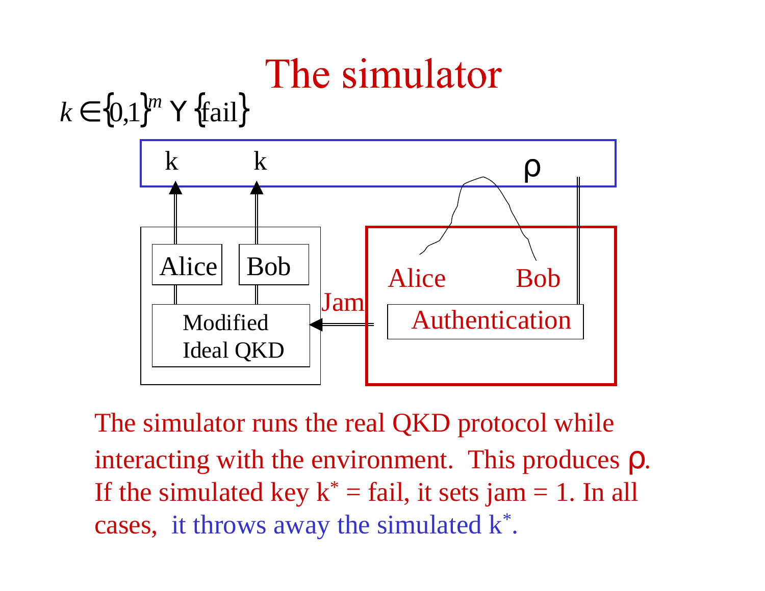# The simulator

$k \in \{0,1\}^m \cup \{\text{fail}\}$

k k ρ

Alice Bob

Modified Ideal QKD

Jam

Alice Bob

Authentication

The simulator runs the real QKD protocol while interacting with the environment. This produces ρ. If the simulated key $k^* = \text{fail}$, it sets jam = 1. In all cases, it throws away the simulated $k^*$.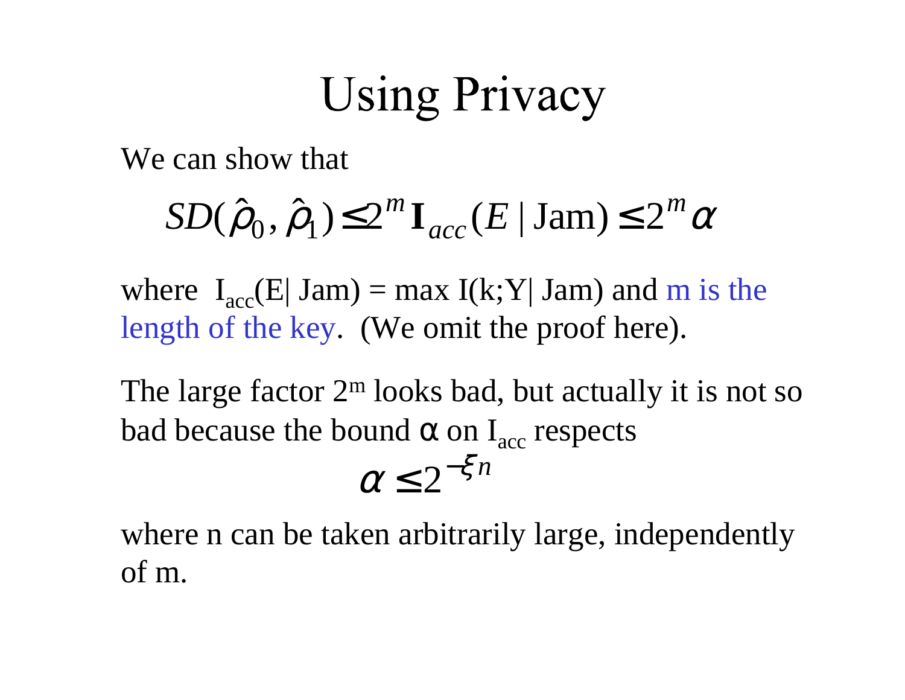# Using Privacy

We can show that

$$SD(\hat{\rho}_0, \hat{\rho}_1) \leq 2^m \mathbf{I}_{acc}(E \mid \text{Jam}) \leq 2^m \alpha$$

where $I_{acc}(E| \text{Jam}) = \max I(k;Y| \text{Jam})$ and m is the length of the key. (We omit the proof here).

The large factor $2^m$ looks bad, but actually it is not so bad because the bound $\alpha$ on $I_{acc}$ respects

$$\alpha \leq 2^{-\xi n}$$

where n can be taken arbitrarily large, independently of m.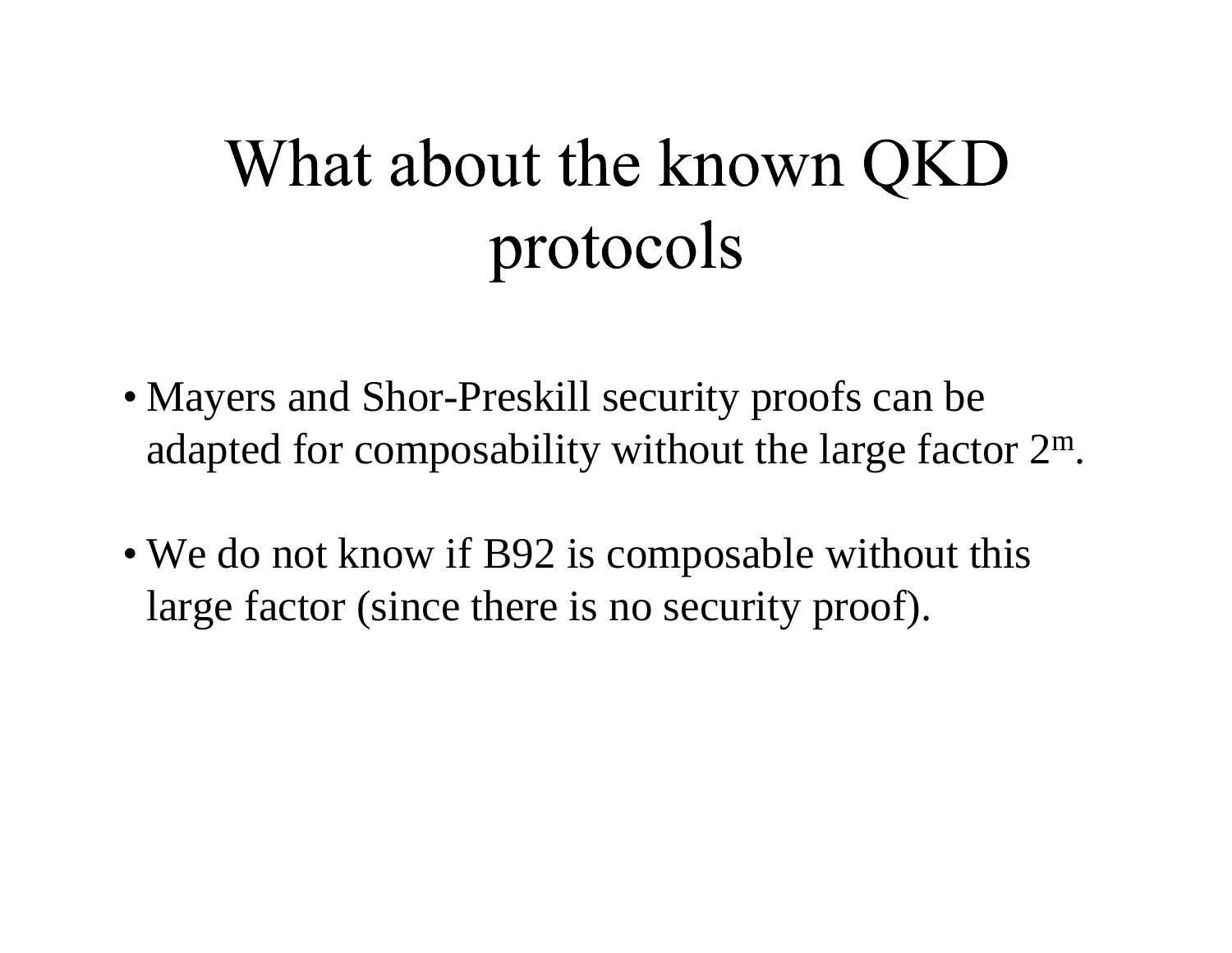# What about the known QKD protocols

- Mayers and Shor-Preskill security proofs can be adapted for composability without the large factor $2^m$.
- We do not know if B92 is composable without this large factor (since there is no security proof).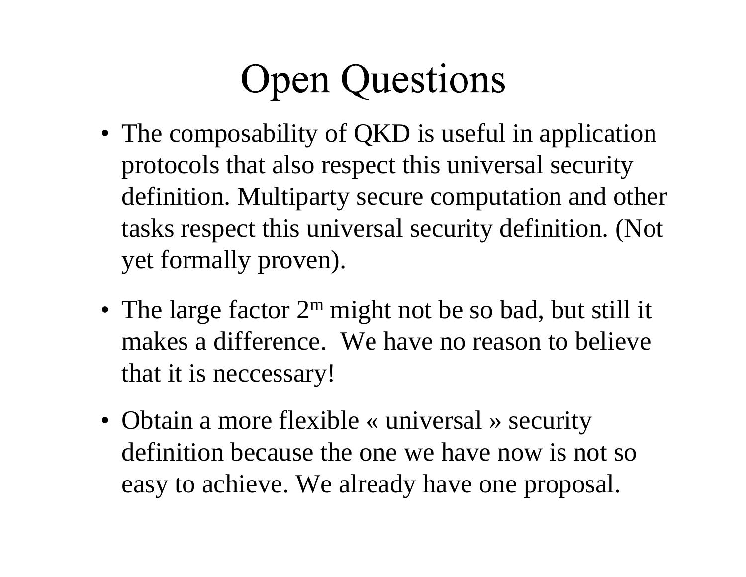# Open Questions

- The composability of QKD is useful in application protocols that also respect this universal security definition. Multiparty secure computation and other tasks respect this universal security definition. (Not yet formally proven).
- The large factor $2^m$ might not be so bad, but still it makes a difference. We have no reason to believe that it is neccessary!
- Obtain a more flexible « universal » security definition because the one we have now is not so easy to achieve. We already have one proposal.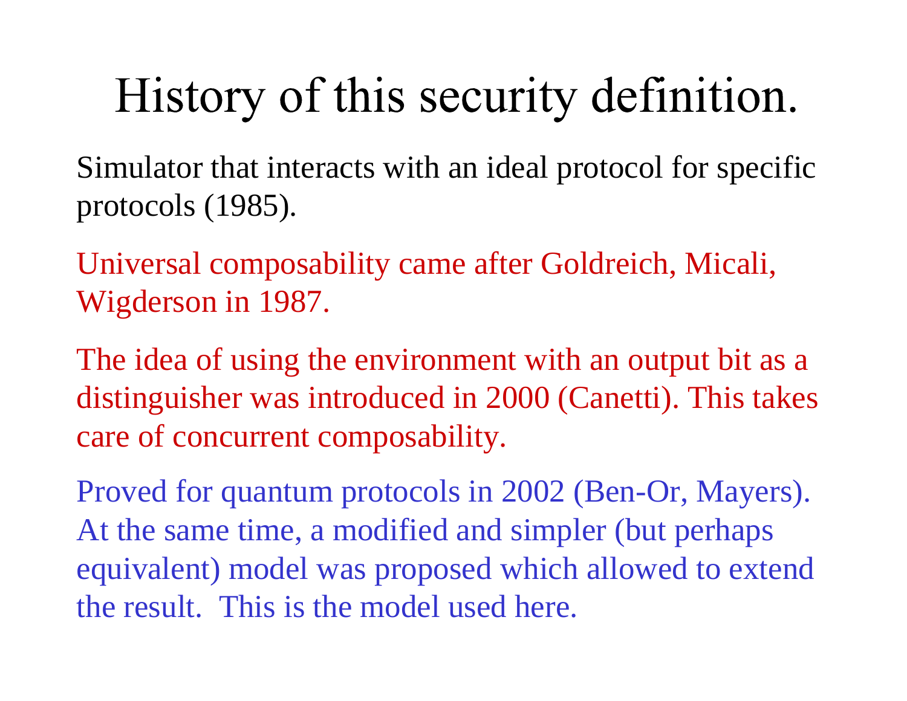# History of this security definition.

Simulator that interacts with an ideal protocol for specific protocols (1985).

Universal composability came after Goldreich, Micali, Wigderson in 1987.

The idea of using the environment with an output bit as a distinguisher was introduced in 2000 (Canetti). This takes care of concurrent composability.

Proved for quantum protocols in 2002 (Ben-Or, Mayers). At the same time, a modified and simpler (but perhaps equivalent) model was proposed which allowed to extend the result. This is the model used here.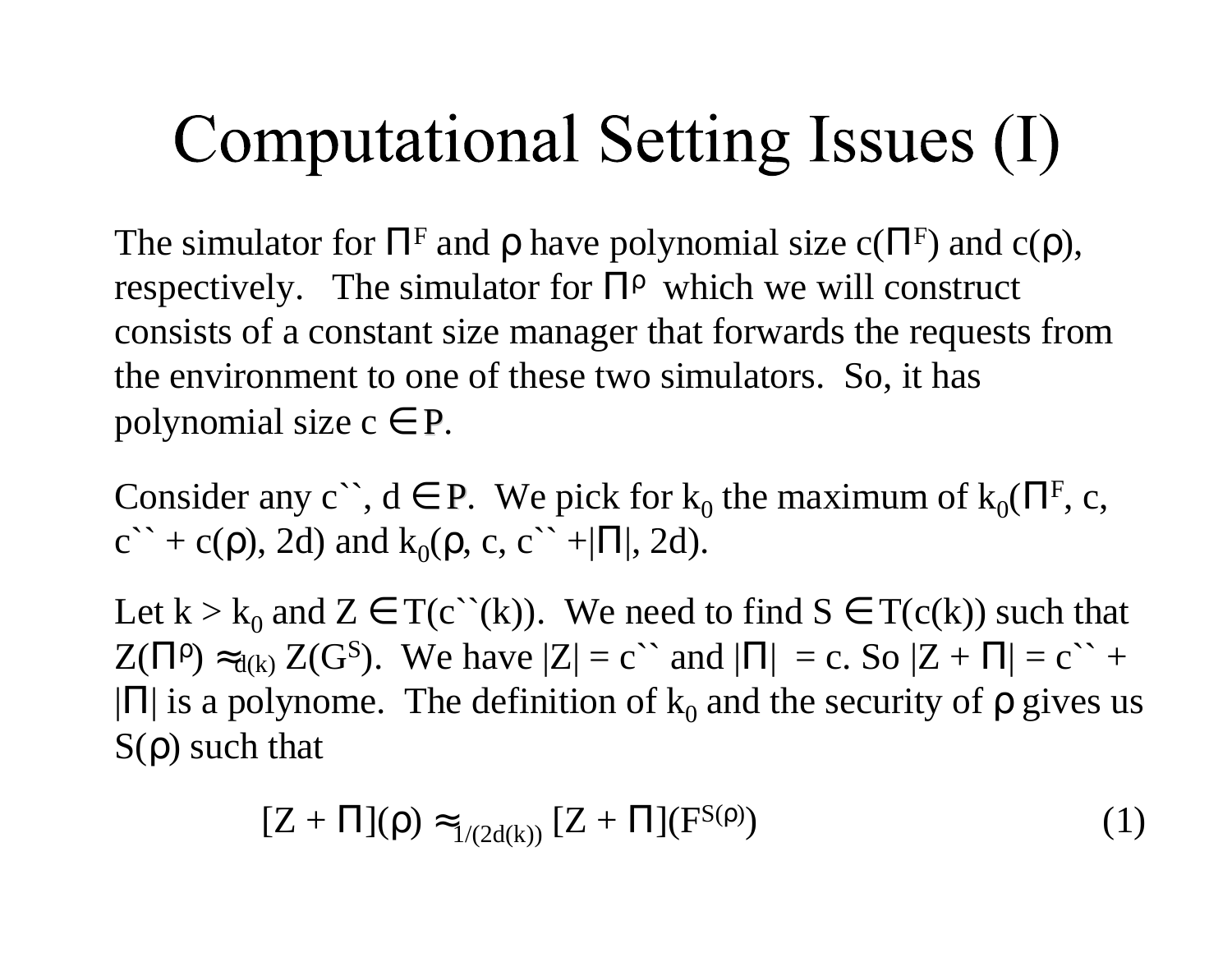# Computational Setting Issues (I)

The simulator for $\Pi^F$ and $\rho$ have polynomial size $c(\Pi^F)$ and $c(\rho)$, respectively. The simulator for $\Pi^\rho$ which we will construct consists of a constant size manager that forwards the requests from the environment to one of these two simulators. So, it has polynomial size $c \in \mathbf{P}$.

Consider any $c``$, $d \in \mathbf{P}$. We pick for $k_0$ the maximum of $k_0(\Pi^F, c, c`` + c(\rho), 2d)$ and $k_0(\rho, c, c`` + |\Pi|, 2d)$.

Let $k > k_0$ and $Z \in T(c``(k))$. We need to find $S \in T(c(k))$ such that $Z(\Pi^\rho) \approx_{d(k)} Z(G^S)$. We have $|Z| = c``$ and $|\Pi| = c$. So $|Z + \Pi| = c`` + |\Pi|$ is a polynome. The definition of $k_0$ and the security of $\rho$ gives us $S(\rho)$ such that

$$[Z + \Pi](\rho) \approx_{1/(2d(k))} [Z + \Pi](F^{S(\rho)}) \qquad (1)$$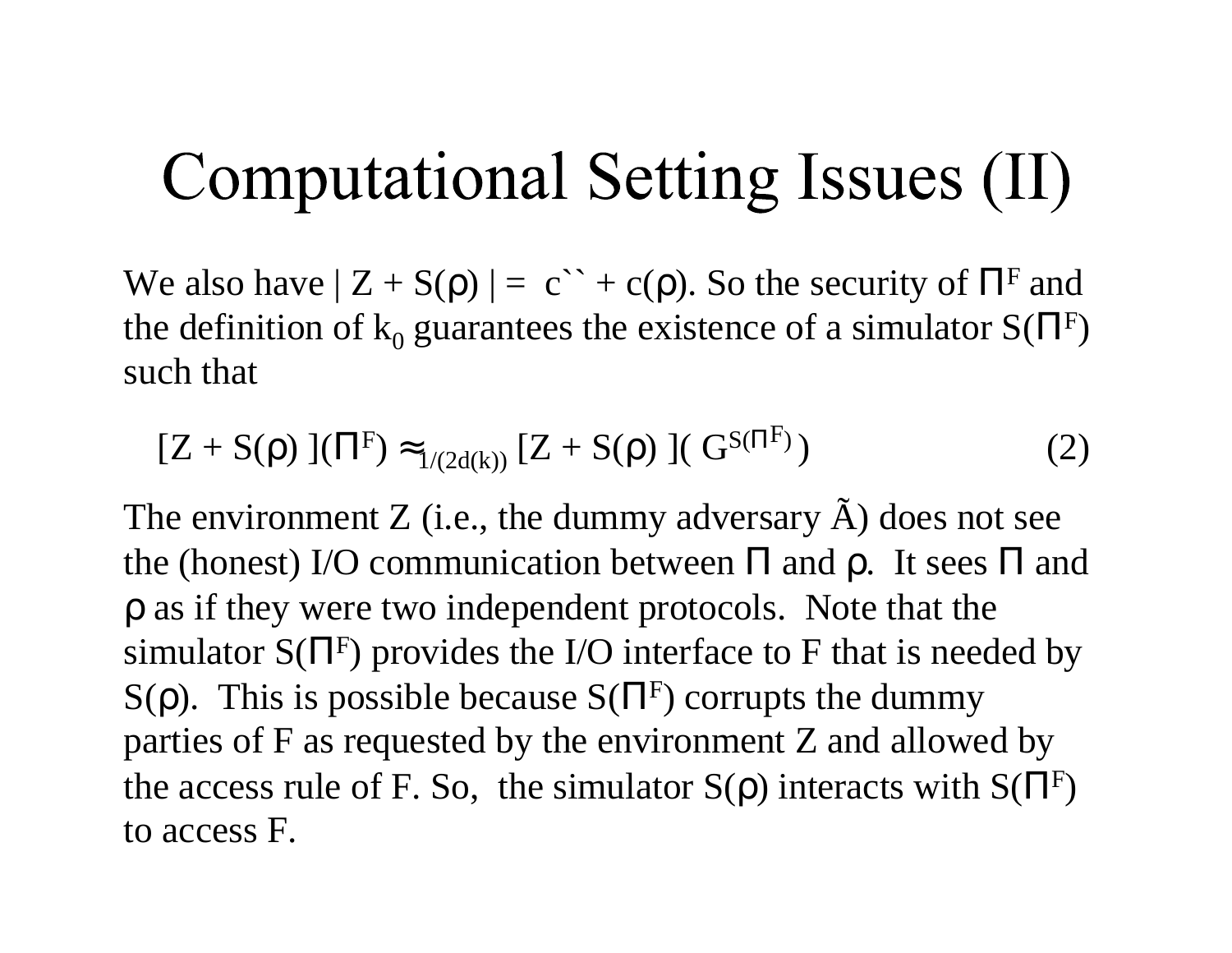# Computational Setting Issues (II)

We also have $| Z + S(\rho) | = c'' + c(\rho)$. So the security of $\Pi^F$ and the definition of $k_0$ guarantees the existence of a simulator $S(\Pi^F)$ such that

$$[Z + S(\rho)](\Pi^F) \approx_{1/(2d(k))} [Z + S(\rho)](G^{S(\Pi^F)}) \qquad (2)$$

The environment Z (i.e., the dummy adversary Ã) does not see the (honest) I/O communication between $\Pi$ and $\rho$. It sees $\Pi$ and $\rho$ as if they were two independent protocols. Note that the simulator $S(\Pi^F)$ provides the I/O interface to F that is needed by $S(\rho)$. This is possible because $S(\Pi^F)$ corrupts the dummy parties of F as requested by the environment Z and allowed by the access rule of F. So, the simulator $S(\rho)$ interacts with $S(\Pi^F)$ to access F.